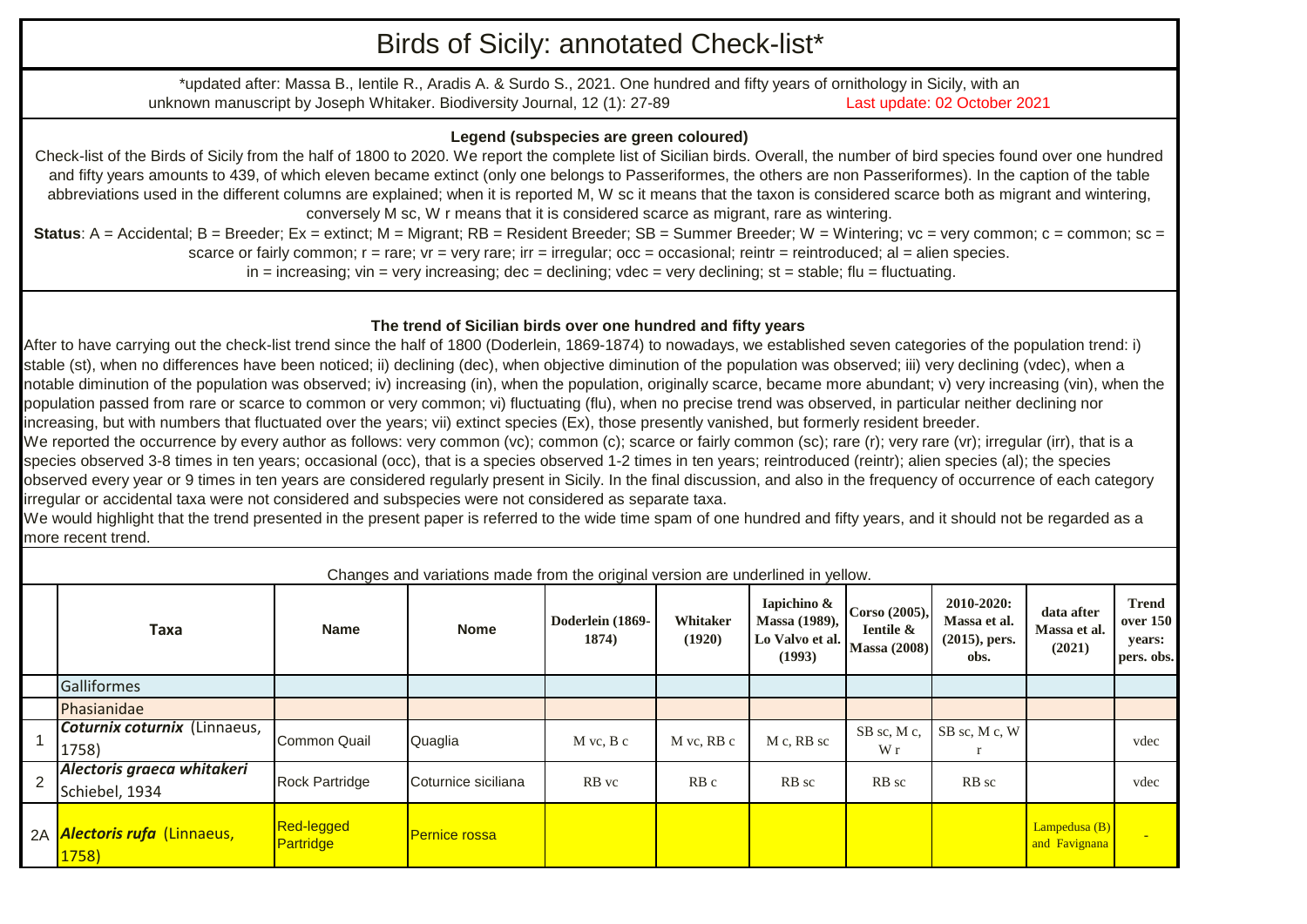# Birds of Sicily: annotated Check-list*

*updated after: Massa B., Ientile R., Aradis A. & Surdo S., 2021. One hundred and fifty years of ornithology in Sicily, with an unknown manuscript by Joseph Whitaker. Biodiversity Journal, 12 (1): 27-89 — Last update: 02 October 2021

### Legend (subspecies are green coloured)

Check-list of the Birds of Sicily from the half of 1800 to 2020. We report the complete list of Sicilian birds. Overall, the number of bird species found over one hundred and fifty years amounts to 439, of which eleven became extinct (only one belongs to Passeriformes, the others are non Passeriformes). In the caption of the table abbreviations used in the different columns are explained; when it is reported M, W sc it means that the taxon is considered scarce both as migrant and wintering, conversely M sc, W r means that it is considered scarce as migrant, rare as wintering.

**Status**: A = Accidental; B = Breeder; Ex = extinct; M = Migrant; RB = Resident Breeder; SB = Summer Breeder; W = Wintering; vc = very common; c = common; sc = scarce or fairly common; r = rare; vr = very rare; irr = irregular; occ = occasional; reintr = reintroduced; al = alien species.
in = increasing; vin = very increasing; dec = declining; vdec = very declining; st = stable; flu = fluctuating.

### The trend of Sicilian birds over one hundred and fifty years

After to have carrying out the check-list trend since the half of 1800 (Doderlein, 1869-1874) to nowadays, we established seven categories of the population trend: i) stable (st), when no differences have been noticed; ii) declining (dec), when objective diminution of the population was observed; iii) very declining (vdec), when a notable diminution of the population was observed; iv) increasing (in), when the population, originally scarce, became more abundant; v) very increasing (vin), when the population passed from rare or scarce to common or very common; vi) fluctuating (flu), when no precise trend was observed, in particular neither declining nor increasing, but with numbers that fluctuated over the years; vii) extinct species (Ex), those presently vanished, but formerly resident breeder.
We reported the occurrence by every author as follows: very common (vc); common (c); scarce or fairly common (sc); rare (r); very rare (vr); irregular (irr), that is a species observed 3-8 times in ten years; occasional (occ), that is a species observed 1-2 times in ten years; reintroduced (reintr); alien species (al); the species observed every year or 9 times in ten years are considered regularly present in Sicily. In the final discussion, and also in the frequency of occurrence of each category irregular or accidental taxa were not considered and subspecies were not considered as separate taxa.
We would highlight that the trend presented in the present paper is referred to the wide time spam of one hundred and fifty years, and it should not be regarded as a more recent trend.

Changes and variations made from the original version are underlined in yellow.

| | Taxa | Name | Nome | Doderlein (1869-1874) | Whitaker (1920) | Iapichino & Massa (1989), Lo Valvo et al. (1993) | Corso (2005), Ientile & Massa (2008) | 2010-2020: Massa et al. (2015), pers. obs. | data after Massa et al. (2021) | Trend over 150 years: pers. obs. |
|---|---|---|---|---|---|---|---|---|---|---|
| | Galliformes | | | | | | | | | |
| | Phasianidae | | | | | | | | | |
| 1 | ***Coturnix coturnix*** (Linnaeus, 1758) | Common Quail | Quaglia | M vc, B c | M vc, RB c | M c, RB sc | SB sc, M c, W r | SB sc, M c, W r | | vdec |
| 2 | ***Alectoris graeca whitakeri*** Schiebel, 1934 | Rock Partridge | Coturnice siciliana | RB vc | RB c | RB sc | RB sc | RB sc | | vdec |
| 2A | ***Alectoris rufa*** (Linnaeus, 1758) | Red-legged Partridge | Pernice rossa | | | | | | Lampedusa (B) and Favignana | - |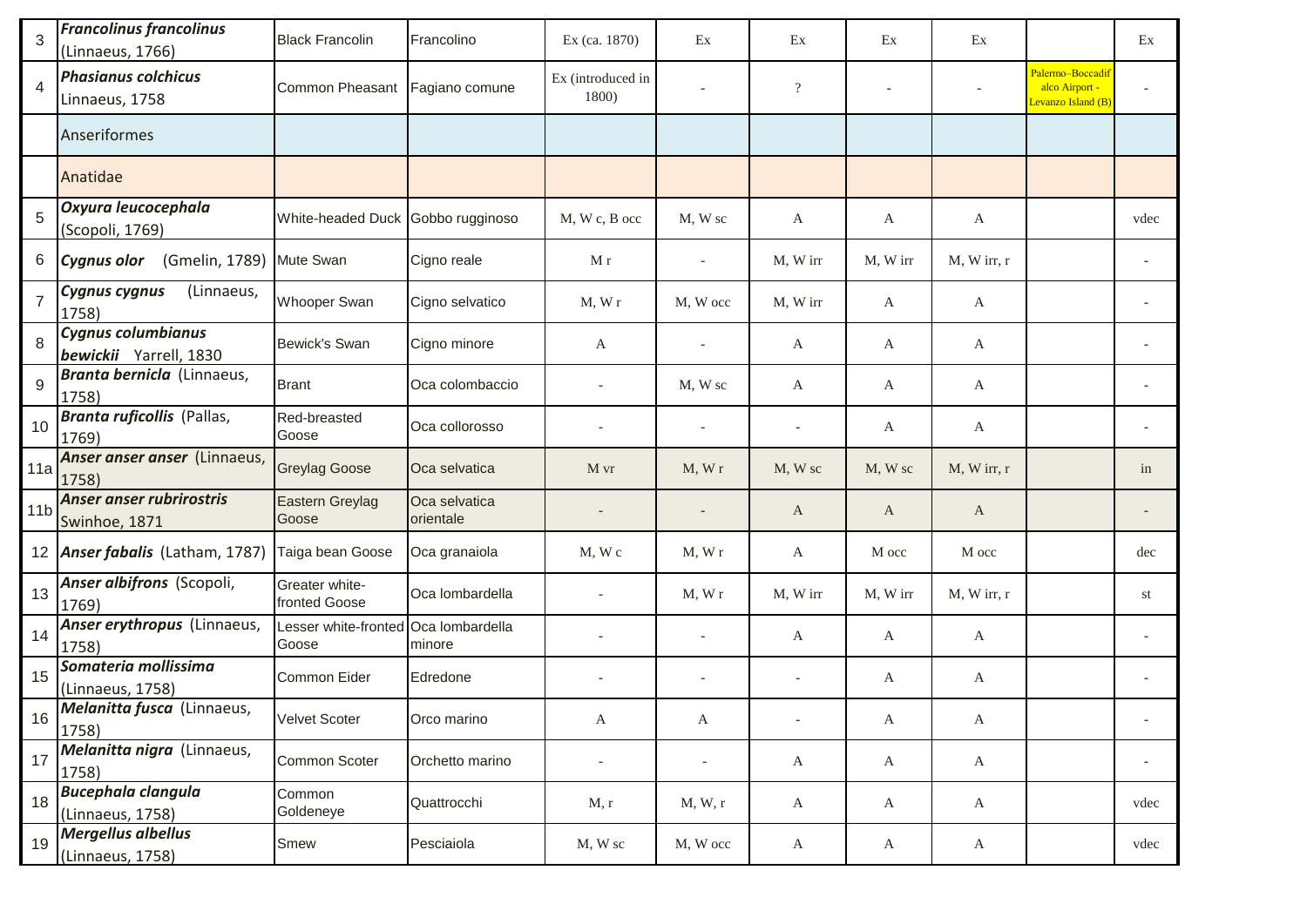| 3 | ***Francolinus francolinus*** (Linnaeus, 1766) | Black Francolin | Francolino | Ex (ca. 1870) | Ex | Ex | Ex | Ex | | Ex |
|---|---|---|---|---|---|---|---|---|---|---|
| 4 | ***Phasianus colchicus*** Linnaeus, 1758 | Common Pheasant | Fagiano comune | Ex (introduced in 1800) | - | ? | - | - | Palermo–Boccadifalco Airport - Levanzo Island (B) | - |
| | Anseriformes | | | | | | | | | |
| | Anatidae | | | | | | | | | |
| 5 | ***Oxyura leucocephala*** (Scopoli, 1769) | White-headed Duck | Gobbo rugginoso | M, W c, B occ | M, W sc | A | A | A | | vdec |
| 6 | ***Cygnus olor*** (Gmelin, 1789) | Mute Swan | Cigno reale | M r | - | M, W irr | M, W irr | M, W irr, r | | - |
| 7 | ***Cygnus cygnus*** (Linnaeus, 1758) | Whooper Swan | Cigno selvatico | M, W r | M, W occ | M, W irr | A | A | | - |
| 8 | ***Cygnus columbianus bewickii*** Yarrell, 1830 | Bewick's Swan | Cigno minore | A | - | A | A | A | | - |
| 9 | ***Branta bernicla*** (Linnaeus, 1758) | Brant | Oca colombaccio | - | M, W sc | A | A | A | | - |
| 10 | ***Branta ruficollis*** (Pallas, 1769) | Red-breasted Goose | Oca collorosso | - | - | - | A | A | | - |
| 11a | ***Anser anser anser*** (Linnaeus, 1758) | Greylag Goose | Oca selvatica | M vr | M, W r | M, W sc | M, W sc | M, W irr, r | | in |
| 11b | ***Anser anser rubrirostris*** Swinhoe, 1871 | Eastern Greylag Goose | Oca selvatica orientale | - | - | A | A | A | | - |
| 12 | ***Anser fabalis*** (Latham, 1787) | Taiga bean Goose | Oca granaiola | M, W c | M, W r | A | M occ | M occ | | dec |
| 13 | ***Anser albifrons*** (Scopoli, 1769) | Greater white-fronted Goose | Oca lombardella | - | M, W r | M, W irr | M, W irr | M, W irr, r | | st |
| 14 | ***Anser erythropus*** (Linnaeus, 1758) | Lesser white-fronted Goose | Oca lombardella minore | - | - | A | A | A | | - |
| 15 | ***Somateria mollissima*** (Linnaeus, 1758) | Common Eider | Edredone | - | - | - | A | A | | - |
| 16 | ***Melanitta fusca*** (Linnaeus, 1758) | Velvet Scoter | Orco marino | A | A | - | A | A | | - |
| 17 | ***Melanitta nigra*** (Linnaeus, 1758) | Common Scoter | Orchetto marino | - | - | A | A | A | | - |
| 18 | ***Bucephala clangula*** (Linnaeus, 1758) | Common Goldeneye | Quattrocchi | M, r | M, W, r | A | A | A | | vdec |
| 19 | ***Mergellus albellus*** (Linnaeus, 1758) | Smew | Pesciaiola | M, W sc | M, W occ | A | A | A | | vdec |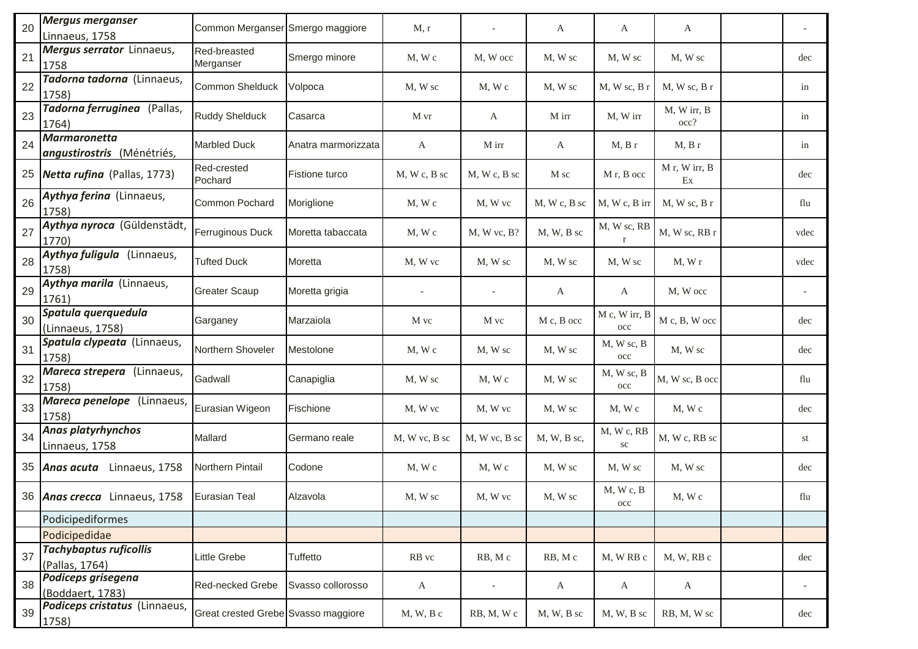| 20 | ***Mergus merganser*** Linnaeus, 1758 | Common Merganser | Smergo maggiore | M, r | - | A | A | A | | - |
|---|---|---|---|---|---|---|---|---|---|---|
| 21 | ***Mergus serrator*** Linnaeus, 1758 | Red-breasted Merganser | Smergo minore | M, W c | M, W occ | M, W sc | M, W sc | M, W sc | | dec |
| 22 | ***Tadorna tadorna*** (Linnaeus, 1758) | Common Shelduck | Volpoca | M, W sc | M, W c | M, W sc | M, W sc, B r | M, W sc, B r | | in |
| 23 | ***Tadorna ferruginea*** (Pallas, 1764) | Ruddy Shelduck | Casarca | M vr | A | M irr | M, W irr | M, W irr, B occ? | | in |
| 24 | ***Marmaronetta angustirostris*** (Ménétriés, | Marbled Duck | Anatra marmorizzata | A | M irr | A | M, B r | M, B r | | in |
| 25 | ***Netta rufina*** (Pallas, 1773) | Red-crested Pochard | Fistione turco | M, W c, B sc | M, W c, B sc | M sc | M r, B occ | M r, W irr, B Ex | | dec |
| 26 | ***Aythya ferina*** (Linnaeus, 1758) | Common Pochard | Moriglione | M, W c | M, W vc | M, W c, B sc | M, W c, B irr | M, W sc, B r | | flu |
| 27 | ***Aythya nyroca*** (Güldenstädt, 1770) | Ferruginous Duck | Moretta tabaccata | M, W c | M, W vc, B? | M, W, B sc | M, W sc, RB r | M, W sc, RB r | | vdec |
| 28 | ***Aythya fuligula*** (Linnaeus, 1758) | Tufted Duck | Moretta | M, W vc | M, W sc | M, W sc | M, W sc | M, W r | | vdec |
| 29 | ***Aythya marila*** (Linnaeus, 1761) | Greater Scaup | Moretta grigia | - | - | A | A | M, W occ | | - |
| 30 | ***Spatula querquedula*** (Linnaeus, 1758) | Garganey | Marzaiola | M vc | M vc | M c, B occ | M c, W irr, B occ | M c, B, W occ | | dec |
| 31 | ***Spatula clypeata*** (Linnaeus, 1758) | Northern Shoveler | Mestolone | M, W c | M, W sc | M, W sc | M, W sc, B occ | M, W sc | | dec |
| 32 | ***Mareca strepera*** (Linnaeus, 1758) | Gadwall | Canapiglia | M, W sc | M, W c | M, W sc | M, W sc, B occ | M, W sc, B occ | | flu |
| 33 | ***Mareca penelope*** (Linnaeus, 1758) | Eurasian Wigeon | Fischione | M, W vc | M, W vc | M, W sc | M, W c | M, W c | | dec |
| 34 | ***Anas platyrhynchos*** Linnaeus, 1758 | Mallard | Germano reale | M, W vc, B sc | M, W vc, B sc | M, W, B sc, | M, W c, RB sc | M, W c, RB sc | | st |
| 35 | ***Anas acuta*** Linnaeus, 1758 | Northern Pintail | Codone | M, W c | M, W c | M, W sc | M, W sc | M, W sc | | dec |
| 36 | ***Anas crecca*** Linnaeus, 1758 | Eurasian Teal | Alzavola | M, W sc | M, W vc | M, W sc | M, W c, B occ | M, W c | | flu |
| | Podicipediformes | | | | | | | | | |
| | Podicipedidae | | | | | | | | | |
| 37 | ***Tachybaptus ruficollis*** (Pallas, 1764) | Little Grebe | Tuffetto | RB vc | RB, M c | RB, M c | M, W RB c | M, W, RB c | | dec |
| 38 | ***Podiceps grisegena*** (Boddaert, 1783) | Red-necked Grebe | Svasso collorosso | A | - | A | A | A | | - |
| 39 | ***Podiceps cristatus*** (Linnaeus, 1758) | Great crested Grebe | Svasso maggiore | M, W, B c | RB, M, W c | M, W, B sc | M, W, B sc | RB, M, W sc | | dec |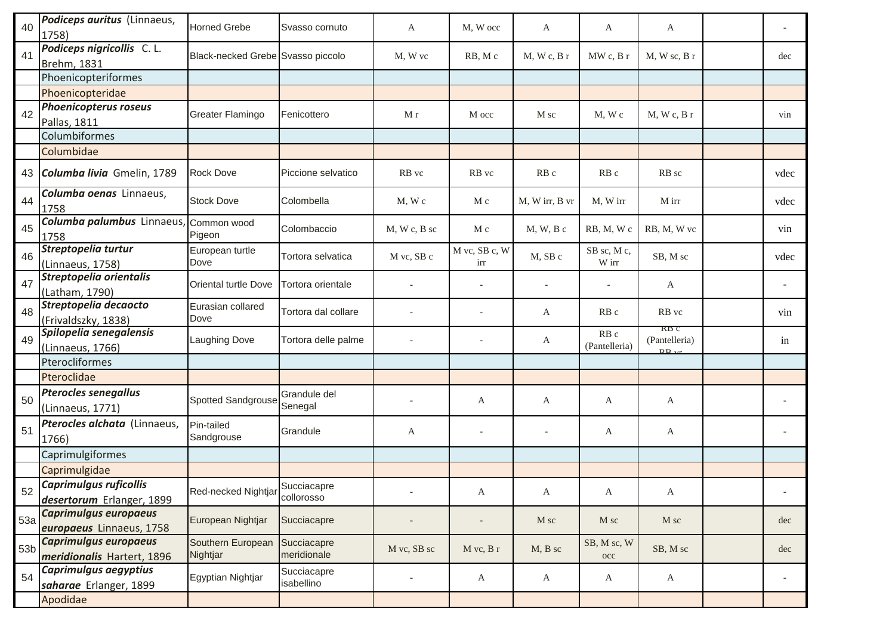| | | | | | | | | | | |
|---|---|---|---|---|---|---|---|---|---|---|
| 40 | ***Podiceps auritus*** (Linnaeus, 1758) | Horned Grebe | Svasso cornuto | A | M, W occ | A | A | A | | - |
| 41 | ***Podiceps nigricollis*** C. L. Brehm, 1831 | Black-necked Grebe | Svasso piccolo | M, W vc | RB, M c | M, W c, B r | MW c, B r | M, W sc, B r | | dec |
| | Phoenicopteriformes | | | | | | | | | |
| | Phoenicopteridae | | | | | | | | | |
| 42 | ***Phoenicopterus roseus*** Pallas, 1811 | Greater Flamingo | Fenicottero | M r | M occ | M sc | M, W c | M, W c, B r | | vin |
| | Columbiformes | | | | | | | | | |
| | Columbidae | | | | | | | | | |
| 43 | ***Columba livia*** Gmelin, 1789 | Rock Dove | Piccione selvatico | RB vc | RB vc | RB c | RB c | RB sc | | vdec |
| 44 | ***Columba oenas*** Linnaeus, 1758 | Stock Dove | Colombella | M, W c | M c | M, W irr, B vr | M, W irr | M irr | | vdec |
| 45 | ***Columba palumbus*** Linnaeus, 1758 | Common wood Pigeon | Colombaccio | M, W c, B sc | M c | M, W, B c | RB, M, W c | RB, M, W vc | | vin |
| 46 | ***Streptopelia turtur*** (Linnaeus, 1758) | European turtle Dove | Tortora selvatica | M vc, SB c | M vc, SB c, W irr | M, SB c | SB sc, M c, W irr | SB, M sc | | vdec |
| 47 | ***Streptopelia orientalis*** (Latham, 1790) | Oriental turtle Dove | Tortora orientale | - | - | - | - | A | | - |
| 48 | ***Streptopelia decaocto*** (Frivaldszky, 1838) | Eurasian collared Dove | Tortora dal collare | - | - | A | RB c | RB vc | | vin |
| 49 | ***Spilopelia senegalensis*** (Linnaeus, 1766) | Laughing Dove | Tortora delle palme | - | - | A | RB c (Pantelleria) | RB c (Pantelleria) RB vr | | in |
| | Pterocliformes | | | | | | | | | |
| | Pteroclidae | | | | | | | | | |
| 50 | ***Pterocles senegallus*** (Linnaeus, 1771) | Spotted Sandgrouse | Grandule del Senegal | - | A | A | A | A | | - |
| 51 | ***Pterocles alchata*** (Linnaeus, 1766) | Pin-tailed Sandgrouse | Grandule | A | - | - | A | A | | - |
| | Caprimulgiformes | | | | | | | | | |
| | Caprimulgidae | | | | | | | | | |
| 52 | ***Caprimulgus ruficollis desertorum*** Erlanger, 1899 | Red-necked Nightjar | Succiacapre collorosso | - | A | A | A | A | | - |
| 53a | ***Caprimulgus europaeus europaeus*** Linnaeus, 1758 | European Nightjar | Succiacapre | - | - | M sc | M sc | M sc | | dec |
| 53b | ***Caprimulgus europaeus meridionalis*** Hartert, 1896 | Southern European Nightjar | Succiacapre meridionale | M vc, SB sc | M vc, B r | M, B sc | SB, M sc, W occ | SB, M sc | | dec |
| 54 | ***Caprimulgus aegyptius saharae*** Erlanger, 1899 | Egyptian Nightjar | Succiacapre isabellino | - | A | A | A | A | | - |
| | Apodidae | | | | | | | | | |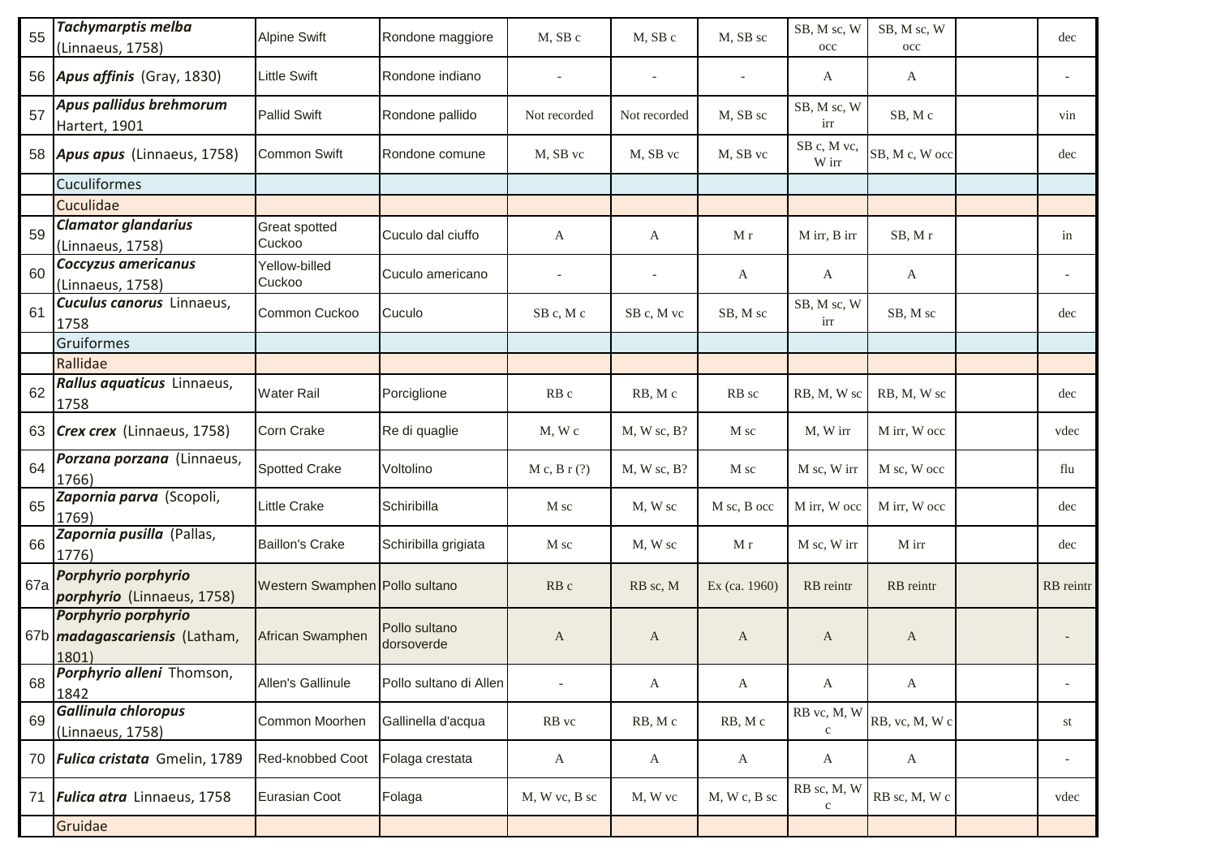| 55 | ***Tachymarptis melba*** (Linnaeus, 1758) | Alpine Swift | Rondone maggiore | M, SB c | M, SB c | M, SB sc | SB, M sc, W occ | SB, M sc, W occ | | dec |
|---|---|---|---|---|---|---|---|---|---|---|
| 56 | ***Apus affinis*** (Gray, 1830) | Little Swift | Rondone indiano | - | - | - | A | A | | - |
| 57 | ***Apus pallidus brehmorum*** Hartert, 1901 | Pallid Swift | Rondone pallido | Not recorded | Not recorded | M, SB sc | SB, M sc, W irr | SB, M c | | vin |
| 58 | ***Apus apus*** (Linnaeus, 1758) | Common Swift | Rondone comune | M, SB vc | M, SB vc | M, SB vc | SB c, M vc, W irr | SB, M c, W occ | | dec |
| | Cuculiformes | | | | | | | | | |
| | Cuculidae | | | | | | | | | |
| 59 | ***Clamator glandarius*** (Linnaeus, 1758) | Great spotted Cuckoo | Cuculo dal ciuffo | A | A | M r | M irr, B irr | SB, M r | | in |
| 60 | ***Coccyzus americanus*** (Linnaeus, 1758) | Yellow-billed Cuckoo | Cuculo americano | - | - | A | A | A | | - |
| 61 | ***Cuculus canorus*** Linnaeus, 1758 | Common Cuckoo | Cuculo | SB c, M c | SB c, M vc | SB, M sc | SB, M sc, W irr | SB, M sc | | dec |
| | Gruiformes | | | | | | | | | |
| | Rallidae | | | | | | | | | |
| 62 | ***Rallus aquaticus*** Linnaeus, 1758 | Water Rail | Porciglione | RB c | RB, M c | RB sc | RB, M, W sc | RB, M, W sc | | dec |
| 63 | ***Crex crex*** (Linnaeus, 1758) | Corn Crake | Re di quaglie | M, W c | M, W sc, B? | M sc | M, W irr | M irr, W occ | | vdec |
| 64 | ***Porzana porzana*** (Linnaeus, 1766) | Spotted Crake | Voltolino | M c, B r (?) | M, W sc, B? | M sc | M sc, W irr | M sc, W occ | | flu |
| 65 | ***Zapornia parva*** (Scopoli, 1769) | Little Crake | Schiribilla | M sc | M, W sc | M sc, B occ | M irr, W occ | M irr, W occ | | dec |
| 66 | ***Zapornia pusilla*** (Pallas, 1776) | Baillon's Crake | Schiribilla grigiata | M sc | M, W sc | M r | M sc, W irr | M irr | | dec |
| 67a | ***Porphyrio porphyrio porphyrio*** (Linnaeus, 1758) | Western Swamphen | Pollo sultano | RB c | RB sc, M | Ex (ca. 1960) | RB reintr | RB reintr | | RB reintr |
| 67b | ***Porphyrio porphyrio madagascariensis*** (Latham, 1801) | African Swamphen | Pollo sultano dorsoverde | A | A | A | A | A | | - |
| 68 | ***Porphyrio alleni*** Thomson, 1842 | Allen's Gallinule | Pollo sultano di Allen | - | A | A | A | A | | - |
| 69 | ***Gallinula chloropus*** (Linnaeus, 1758) | Common Moorhen | Gallinella d'acqua | RB vc | RB, M c | RB, M c | RB vc, M, W c | RB, vc, M, W c | | st |
| 70 | ***Fulica cristata*** Gmelin, 1789 | Red-knobbed Coot | Folaga crestata | A | A | A | A | A | | - |
| 71 | ***Fulica atra*** Linnaeus, 1758 | Eurasian Coot | Folaga | M, W vc, B sc | M, W vc | M, W c, B sc | RB sc, M, W c | RB sc, M, W c | | vdec |
| | Gruidae | | | | | | | | | |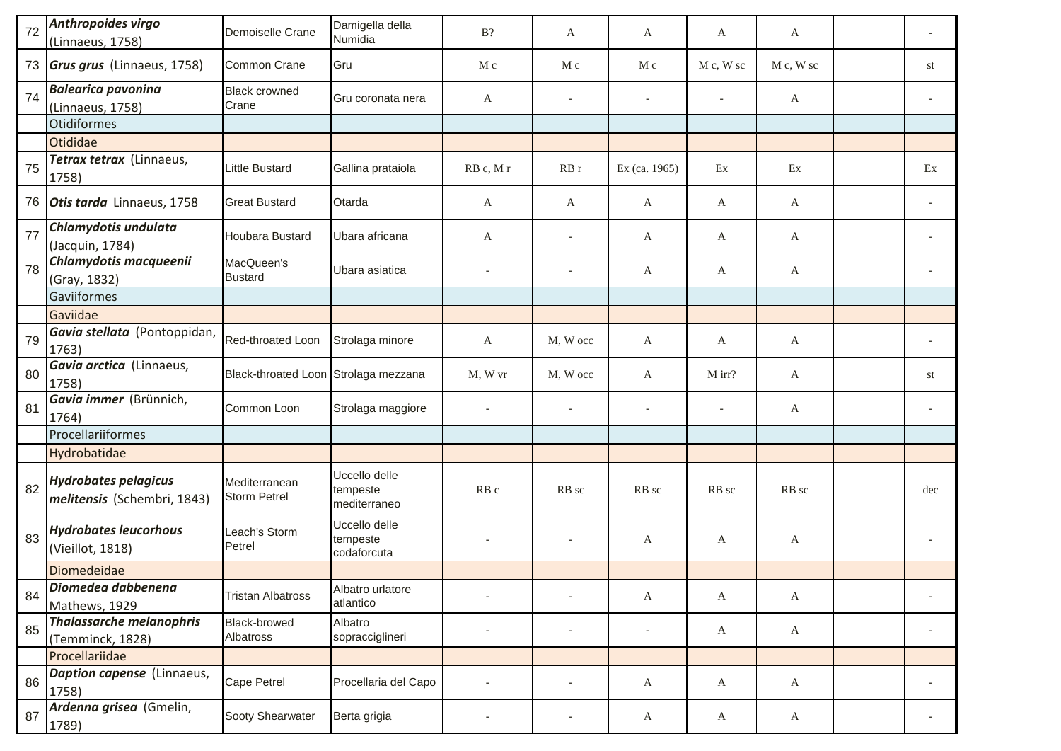| | | | | | | | | | | |
|---|---|---|---|---|---|---|---|---|---|---|
| 72 | ***Anthropoides virgo*** (Linnaeus, 1758) | Demoiselle Crane | Damigella della Numidia | B? | A | A | A | A | | - |
| 73 | ***Grus grus*** (Linnaeus, 1758) | Common Crane | Gru | M c | M c | M c | M c, W sc | M c, W sc | | st |
| 74 | ***Balearica pavonina*** (Linnaeus, 1758) | Black crowned Crane | Gru coronata nera | A | - | - | - | A | | - |
| | Otidiformes | | | | | | | | | |
| | Otididae | | | | | | | | | |
| 75 | ***Tetrax tetrax*** (Linnaeus, 1758) | Little Bustard | Gallina prataiola | RB c, M r | RB r | Ex (ca. 1965) | Ex | Ex | | Ex |
| 76 | ***Otis tarda*** Linnaeus, 1758 | Great Bustard | Otarda | A | A | A | A | A | | - |
| 77 | ***Chlamydotis undulata*** (Jacquin, 1784) | Houbara Bustard | Ubara africana | A | - | A | A | A | | - |
| 78 | ***Chlamydotis macqueenii*** (Gray, 1832) | MacQueen's Bustard | Ubara asiatica | - | - | A | A | A | | - |
| | Gaviiformes | | | | | | | | | |
| | Gaviidae | | | | | | | | | |
| 79 | ***Gavia stellata*** (Pontoppidan, 1763) | Red-throated Loon | Strolaga minore | A | M, W occ | A | A | A | | - |
| 80 | ***Gavia arctica*** (Linnaeus, 1758) | Black-throated Loon | Strolaga mezzana | M, W vr | M, W occ | A | M irr? | A | | st |
| 81 | ***Gavia immer*** (Brünnich, 1764) | Common Loon | Strolaga maggiore | - | - | - | - | A | | - |
| | Procellariiformes | | | | | | | | | |
| | Hydrobatidae | | | | | | | | | |
| 82 | ***Hydrobates pelagicus melitensis*** (Schembri, 1843) | Mediterranean Storm Petrel | Uccello delle tempeste mediterraneo | RB c | RB sc | RB sc | RB sc | RB sc | | dec |
| 83 | ***Hydrobates leucorhous*** (Vieillot, 1818) | Leach's Storm Petrel | Uccello delle tempeste codaforcuta | - | - | A | A | A | | - |
| | Diomedeidae | | | | | | | | | |
| 84 | ***Diomedea dabbenena*** Mathews, 1929 | Tristan Albatross | Albatro urlatore atlantico | - | - | A | A | A | | - |
| 85 | ***Thalassarche melanophris*** (Temminck, 1828) | Black-browed Albatross | Albatro sopraccigliineri | - | - | - | A | A | | - |
| | Procellariidae | | | | | | | | | |
| 86 | ***Daption capense*** (Linnaeus, 1758) | Cape Petrel | Procellaria del Capo | - | - | A | A | A | | - |
| 87 | ***Ardenna grisea*** (Gmelin, 1789) | Sooty Shearwater | Berta grigia | - | - | A | A | A | | - |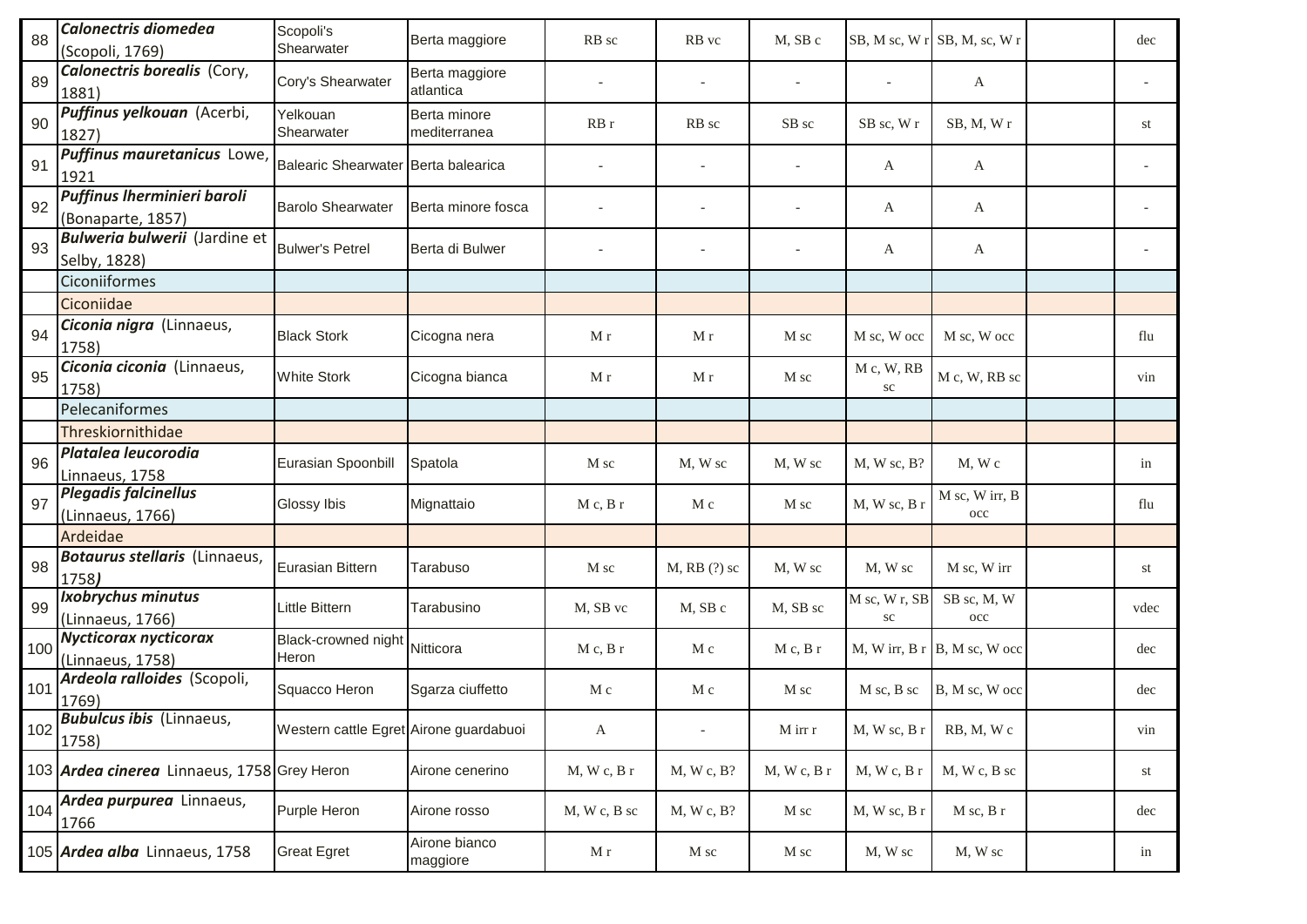| 88 | ***Calonectris diomedea*** (Scopoli, 1769) | Scopoli's Shearwater | Berta maggiore | RB sc | RB vc | M, SB c | SB, M sc, W r | SB, M, sc, W r | | dec |
|---|---|---|---|---|---|---|---|---|---|---|
| 89 | ***Calonectris borealis*** (Cory, 1881) | Cory's Shearwater | Berta maggiore atlantica | - | - | - | - | A | | - |
| 90 | ***Puffinus yelkouan*** (Acerbi, 1827) | Yelkouan Shearwater | Berta minore mediterranea | RB r | RB sc | SB sc | SB sc, W r | SB, M, W r | | st |
| 91 | ***Puffinus mauretanicus*** Lowe, 1921 | Balearic Shearwater | Berta balearica | - | - | - | A | A | | - |
| 92 | ***Puffinus lherminieri baroli*** (Bonaparte, 1857) | Barolo Shearwater | Berta minore fosca | - | - | - | A | A | | - |
| 93 | ***Bulweria bulwerii*** (Jardine et Selby, 1828) | Bulwer's Petrel | Berta di Bulwer | - | - | - | A | A | | - |
| | Ciconiiformes | | | | | | | | | |
| | Ciconiidae | | | | | | | | | |
| 94 | ***Ciconia nigra*** (Linnaeus, 1758) | Black Stork | Cicogna nera | M r | M r | M sc | M sc, W occ | M sc, W occ | | flu |
| 95 | ***Ciconia ciconia*** (Linnaeus, 1758) | White Stork | Cicogna bianca | M r | M r | M sc | M c, W, RB sc | M c, W, RB sc | | vin |
| | Pelecaniformes | | | | | | | | | |
| | Threskiornithidae | | | | | | | | | |
| 96 | ***Platalea leucorodia*** Linnaeus, 1758 | Eurasian Spoonbill | Spatola | M sc | M, W sc | M, W sc | M, W sc, B? | M, W c | | in |
| 97 | ***Plegadis falcinellus*** (Linnaeus, 1766) | Glossy Ibis | Mignattaio | M c, B r | M c | M sc | M, W sc, B r | M sc, W irr, B occ | | flu |
| | Ardeidae | | | | | | | | | |
| 98 | ***Botaurus stellaris*** (Linnaeus, 1758) | Eurasian Bittern | Tarabuso | M sc | M, RB (?) sc | M, W sc | M, W sc | M sc, W irr | | st |
| 99 | ***Ixobrychus minutus*** (Linnaeus, 1766) | Little Bittern | Tarabusino | M, SB vc | M, SB c | M, SB sc | M sc, W r, SB sc | SB sc, M, W occ | | vdec |
| 100 | ***Nycticorax nycticorax*** (Linnaeus, 1758) | Black-crowned night Heron | Nitticora | M c, B r | M c | M c, B r | M, W irr, B r | B, M sc, W occ | | dec |
| 101 | ***Ardeola ralloides*** (Scopoli, 1769) | Squacco Heron | Sgarza ciuffetto | M c | M c | M sc | M sc, B sc | B, M sc, W occ | | dec |
| 102 | ***Bubulcus ibis*** (Linnaeus, 1758) | Western cattle Egret | Airone guardabuoi | A | - | M irr r | M, W sc, B r | RB, M, W c | | vin |
| 103 | ***Ardea cinerea*** Linnaeus, 1758 | Grey Heron | Airone cenerino | M, W c, B r | M, W c, B? | M, W c, B r | M, W c, B r | M, W c, B sc | | st |
| 104 | ***Ardea purpurea*** Linnaeus, 1766 | Purple Heron | Airone rosso | M, W c, B sc | M, W c, B? | M sc | M, W sc, B r | M sc, B r | | dec |
| 105 | ***Ardea alba*** Linnaeus, 1758 | Great Egret | Airone bianco maggiore | M r | M sc | M sc | M, W sc | M, W sc | | in |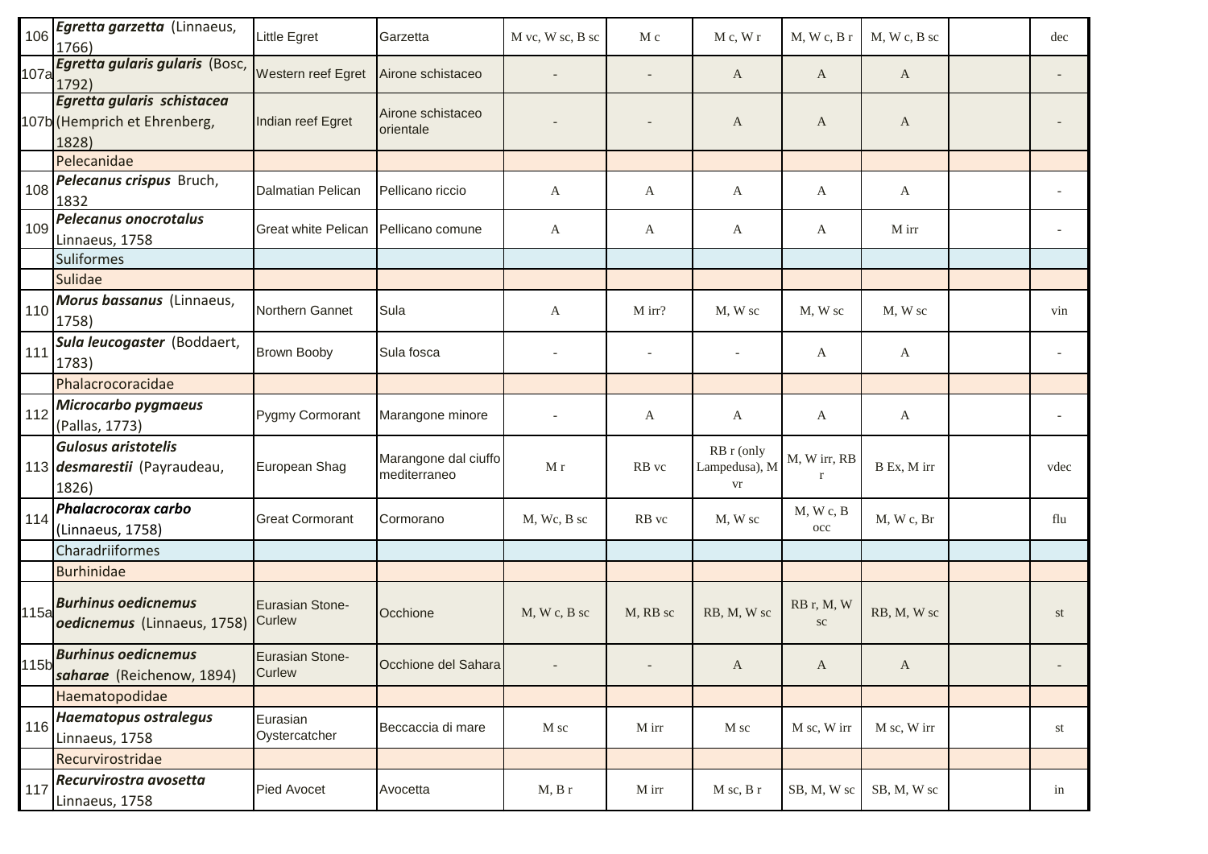| | | | | | | | | | | |
|---|---|---|---|---|---|---|---|---|---|---|
| 106 | ***Egretta garzetta*** (Linnaeus, 1766) | Little Egret | Garzetta | M vc, W sc, B sc | M c | M c, W r | M, W c, B r | M, W c, B sc | | dec |
| 107a | ***Egretta gularis gularis*** (Bosc, 1792) | Western reef Egret | Airone schistaceo | - | - | A | A | A | | - |
| 107b | ***Egretta gularis schistacea*** (Hemprich et Ehrenberg, 1828) | Indian reef Egret | Airone schistaceo orientale | - | - | A | A | A | | - |
| | Pelecanidae | | | | | | | | | |
| 108 | ***Pelecanus crispus*** Bruch, 1832 | Dalmatian Pelican | Pellicano riccio | A | A | A | A | A | | - |
| 109 | ***Pelecanus onocrotalus*** Linnaeus, 1758 | Great white Pelican | Pellicano comune | A | A | A | A | M irr | | - |
| | Suliformes | | | | | | | | | |
| | Sulidae | | | | | | | | | |
| 110 | ***Morus bassanus*** (Linnaeus, 1758) | Northern Gannet | Sula | A | M irr? | M, W sc | M, W sc | M, W sc | | vin |
| 111 | ***Sula leucogaster*** (Boddaert, 1783) | Brown Booby | Sula fosca | - | - | - | A | A | | - |
| | Phalacrocoracidae | | | | | | | | | |
| 112 | ***Microcarbo pygmaeus*** (Pallas, 1773) | Pygmy Cormorant | Marangone minore | - | A | A | A | A | | - |
| 113 | ***Gulosus aristotelis desmarestii*** (Payraudeau, 1826) | European Shag | Marangone dal ciuffo mediterraneo | M r | RB vc | RB r (only Lampedusa), M vr | M, W irr, RB r | B Ex, M irr | | vdec |
| 114 | ***Phalacrocorax carbo*** (Linnaeus, 1758) | Great Cormorant | Cormorano | M, Wc, B sc | RB vc | M, W sc | M, W c, B occ | M, W c, Br | | flu |
| | Charadriiformes | | | | | | | | | |
| | Burhinidae | | | | | | | | | |
| 115a | ***Burhinus oedicnemus oedicnemus*** (Linnaeus, 1758) | Eurasian Stone-Curlew | Occhione | M, W c, B sc | M, RB sc | RB, M, W sc | RB r, M, W sc | RB, M, W sc | | st |
| 115b | ***Burhinus oedicnemus saharae*** (Reichenow, 1894) | Eurasian Stone-Curlew | Occhione del Sahara | - | - | A | A | A | | - |
| | Haematopodidae | | | | | | | | | |
| 116 | ***Haematopus ostralegus*** Linnaeus, 1758 | Eurasian Oystercatcher | Beccaccia di mare | M sc | M irr | M sc | M sc, W irr | M sc, W irr | | st |
| | Recurvirostridae | | | | | | | | | |
| 117 | ***Recurvirostra avosetta*** Linnaeus, 1758 | Pied Avocet | Avocetta | M, B r | M irr | M sc, B r | SB, M, W sc | SB, M, W sc | | in |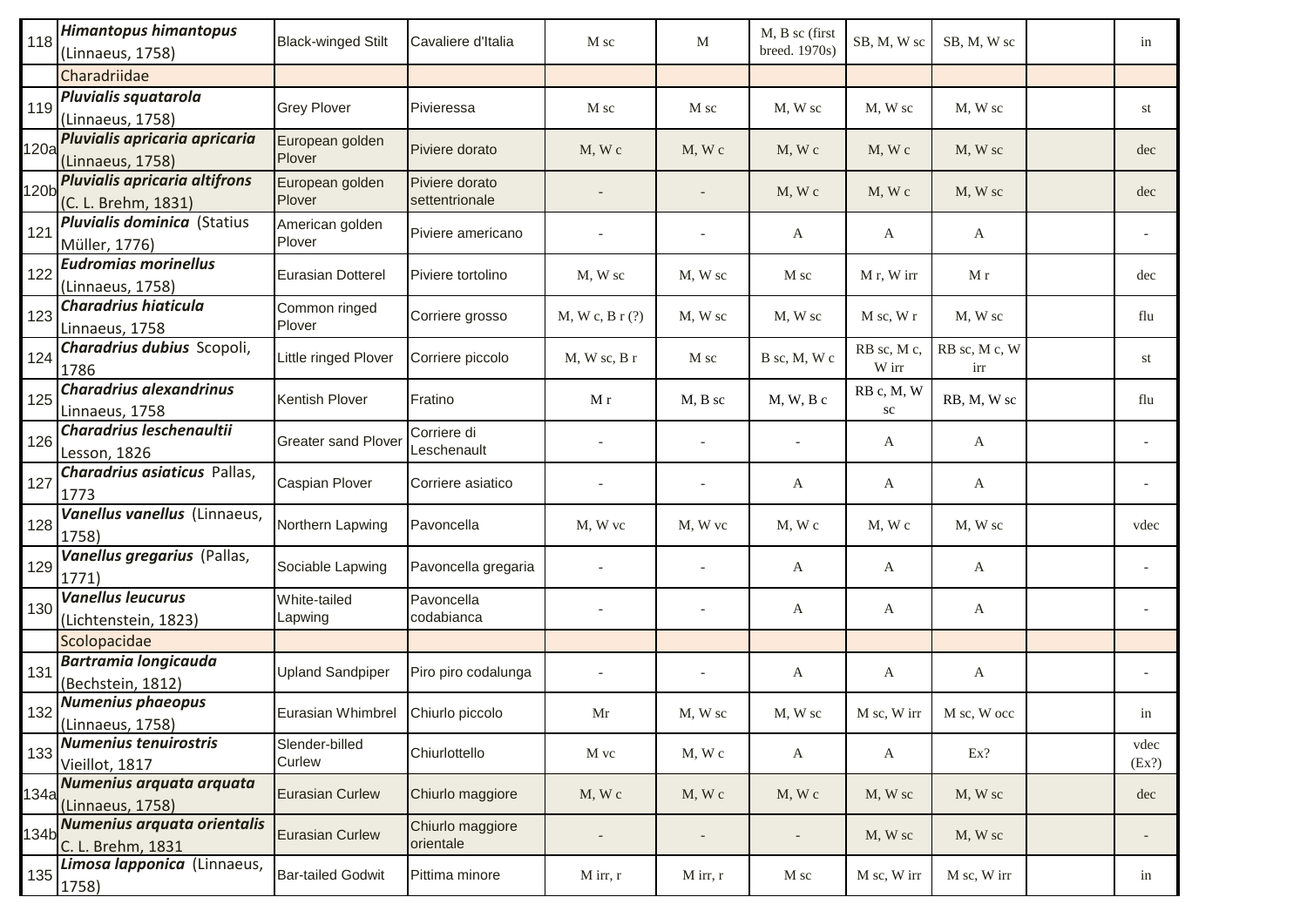| | | | | | | | | | | |
|---|---|---|---|---|---|---|---|---|---|---|
| 118 | ***Himantopus himantopus*** (Linnaeus, 1758) | Black-winged Stilt | Cavaliere d'Italia | M sc | M | M, B sc (first breed. 1970s) | SB, M, W sc | SB, M, W sc | | in |
| | Charadriidae | | | | | | | | | |
| 119 | ***Pluvialis squatarola*** (Linnaeus, 1758) | Grey Plover | Pivieressa | M sc | M sc | M, W sc | M, W sc | M, W sc | | st |
| 120a | ***Pluvialis apricaria apricaria*** (Linnaeus, 1758) | European golden Plover | Piviere dorato | M, W c | M, W c | M, W c | M, W c | M, W sc | | dec |
| 120b | ***Pluvialis apricaria altifrons*** (C. L. Brehm, 1831) | European golden Plover | Piviere dorato settentrionale | - | - | M, W c | M, W c | M, W sc | | dec |
| 121 | ***Pluvialis dominica*** (Statius Müller, 1776) | American golden Plover | Piviere americano | - | - | A | A | A | | - |
| 122 | ***Eudromias morinellus*** (Linnaeus, 1758) | Eurasian Dotterel | Piviere tortolino | M, W sc | M, W sc | M sc | M r, W irr | M r | | dec |
| 123 | ***Charadrius hiaticula*** Linnaeus, 1758 | Common ringed Plover | Corriere grosso | M, W c, B r (?) | M, W sc | M, W sc | M sc, W r | M, W sc | | flu |
| 124 | ***Charadrius dubius*** Scopoli, 1786 | Little ringed Plover | Corriere piccolo | M, W sc, B r | M sc | B sc, M, W c | RB sc, M c, W irr | RB sc, M c, W irr | | st |
| 125 | ***Charadrius alexandrinus*** Linnaeus, 1758 | Kentish Plover | Fratino | M r | M, B sc | M, W, B c | RB c, M, W sc | RB, M, W sc | | flu |
| 126 | ***Charadrius leschenaultii*** Lesson, 1826 | Greater sand Plover | Corriere di Leschenault | - | - | - | A | A | | - |
| 127 | ***Charadrius asiaticus*** Pallas, 1773 | Caspian Plover | Corriere asiatico | - | - | A | A | A | | - |
| 128 | ***Vanellus vanellus*** (Linnaeus, 1758) | Northern Lapwing | Pavoncella | M, W vc | M, W vc | M, W c | M, W c | M, W sc | | vdec |
| 129 | ***Vanellus gregarius*** (Pallas, 1771) | Sociable Lapwing | Pavoncella gregaria | - | - | A | A | A | | - |
| 130 | ***Vanellus leucurus*** (Lichtenstein, 1823) | White-tailed Lapwing | Pavoncella codabianca | - | - | A | A | A | | - |
| | Scolopacidae | | | | | | | | | |
| 131 | ***Bartramia longicauda*** (Bechstein, 1812) | Upland Sandpiper | Piro piro codalunga | - | - | A | A | A | | - |
| 132 | ***Numenius phaeopus*** (Linnaeus, 1758) | Eurasian Whimbrel | Chiurlo piccolo | Mr | M, W sc | M, W sc | M sc, W irr | M sc, W occ | | in |
| 133 | ***Numenius tenuirostris*** Vieillot, 1817 | Slender-billed Curlew | Chiurlottello | M vc | M, W c | A | A | Ex? | | vdec (Ex?) |
| 134a | ***Numenius arquata arquata*** (Linnaeus, 1758) | Eurasian Curlew | Chiurlo maggiore | M, W c | M, W c | M, W c | M, W sc | M, W sc | | dec |
| 134b | ***Numenius arquata orientalis*** C. L. Brehm, 1831 | Eurasian Curlew | Chiurlo maggiore orientale | - | - | - | M, W sc | M, W sc | | - |
| 135 | ***Limosa lapponica*** (Linnaeus, 1758) | Bar-tailed Godwit | Pittima minore | M irr, r | M irr, r | M sc | M sc, W irr | M sc, W irr | | in |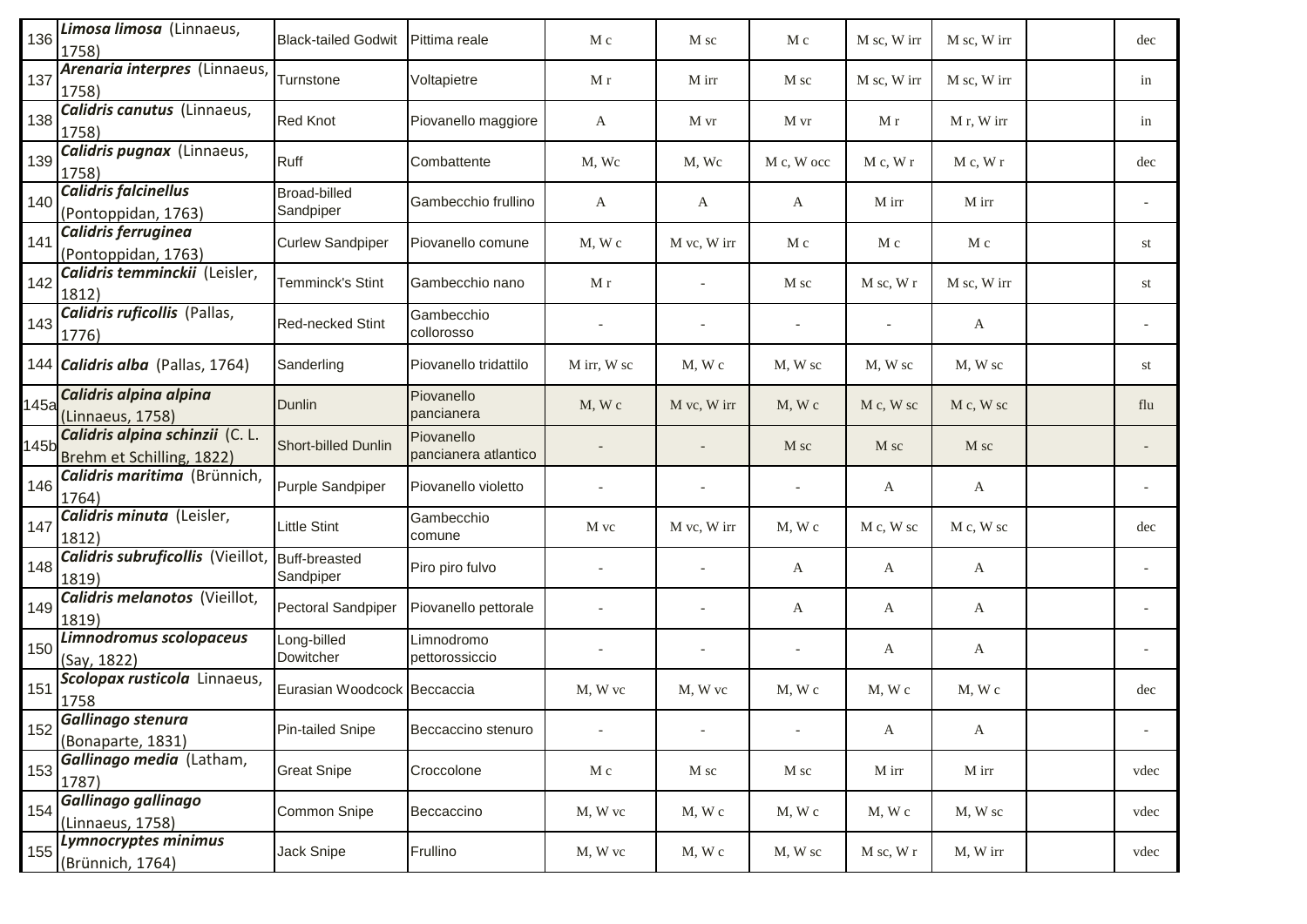| | | | | | | | | | | |
|---|---|---|---|---|---|---|---|---|---|---|
| 136 | ***Limosa limosa*** (Linnaeus, 1758) | Black-tailed Godwit | Pittima reale | M c | M sc | M c | M sc, W irr | M sc, W irr | | dec |
| 137 | ***Arenaria interpres*** (Linnaeus, 1758) | Turnstone | Voltapietre | M r | M irr | M sc | M sc, W irr | M sc, W irr | | in |
| 138 | ***Calidris canutus*** (Linnaeus, 1758) | Red Knot | Piovanello maggiore | A | M vr | M vr | M r | M r, W irr | | in |
| 139 | ***Calidris pugnax*** (Linnaeus, 1758) | Ruff | Combattente | M, Wc | M, Wc | M c, W occ | M c, W r | M c, W r | | dec |
| 140 | ***Calidris falcinellus*** (Pontoppidan, 1763) | Broad-billed Sandpiper | Gambecchio frullino | A | A | A | M irr | M irr | | - |
| 141 | ***Calidris ferruginea*** (Pontoppidan, 1763) | Curlew Sandpiper | Piovanello comune | M, W c | M vc, W irr | M c | M c | M c | | st |
| 142 | ***Calidris temminckii*** (Leisler, 1812) | Temminck's Stint | Gambecchio nano | M r | - | M sc | M sc, W r | M sc, W irr | | st |
| 143 | ***Calidris ruficollis*** (Pallas, 1776) | Red-necked Stint | Gambecchio collorosso | - | - | - | - | A | | - |
| 144 | ***Calidris alba*** (Pallas, 1764) | Sanderling | Piovanello tridattilo | M irr, W sc | M, W c | M, W sc | M, W sc | M, W sc | | st |
| 145a | ***Calidris alpina alpina*** (Linnaeus, 1758) | Dunlin | Piovanello pancianera | M, W c | M vc, W irr | M, W c | M c, W sc | M c, W sc | | flu |
| 145b | ***Calidris alpina schinzii*** (C. L. Brehm et Schilling, 1822) | Short-billed Dunlin | Piovanello pancianera atlantico | - | - | M sc | M sc | M sc | | - |
| 146 | ***Calidris maritima*** (Brünnich, 1764) | Purple Sandpiper | Piovanello violetto | - | - | - | A | A | | - |
| 147 | ***Calidris minuta*** (Leisler, 1812) | Little Stint | Gambecchio comune | M vc | M vc, W irr | M, W c | M c, W sc | M c, W sc | | dec |
| 148 | ***Calidris subruficollis*** (Vieillot, 1819) | Buff-breasted Sandpiper | Piro piro fulvo | - | - | A | A | A | | - |
| 149 | ***Calidris melanotos*** (Vieillot, 1819) | Pectoral Sandpiper | Piovanello pettorale | - | - | A | A | A | | - |
| 150 | ***Limnodromus scolopaceus*** (Say, 1822) | Long-billed Dowitcher | Limnodromo pettorossiccio | - | - | - | A | A | | - |
| 151 | ***Scolopax rusticola*** Linnaeus, 1758 | Eurasian Woodcock | Beccaccia | M, W vc | M, W vc | M, W c | M, W c | M, W c | | dec |
| 152 | ***Gallinago stenura*** (Bonaparte, 1831) | Pin-tailed Snipe | Beccaccino stenuro | - | - | - | A | A | | - |
| 153 | ***Gallinago media*** (Latham, 1787) | Great Snipe | Croccolone | M c | M sc | M sc | M irr | M irr | | vdec |
| 154 | ***Gallinago gallinago*** (Linnaeus, 1758) | Common Snipe | Beccaccino | M, W vc | M, W c | M, W c | M, W c | M, W sc | | vdec |
| 155 | ***Lymnocryptes minimus*** (Brünnich, 1764) | Jack Snipe | Frullino | M, W vc | M, W c | M, W sc | M sc, W r | M, W irr | | vdec |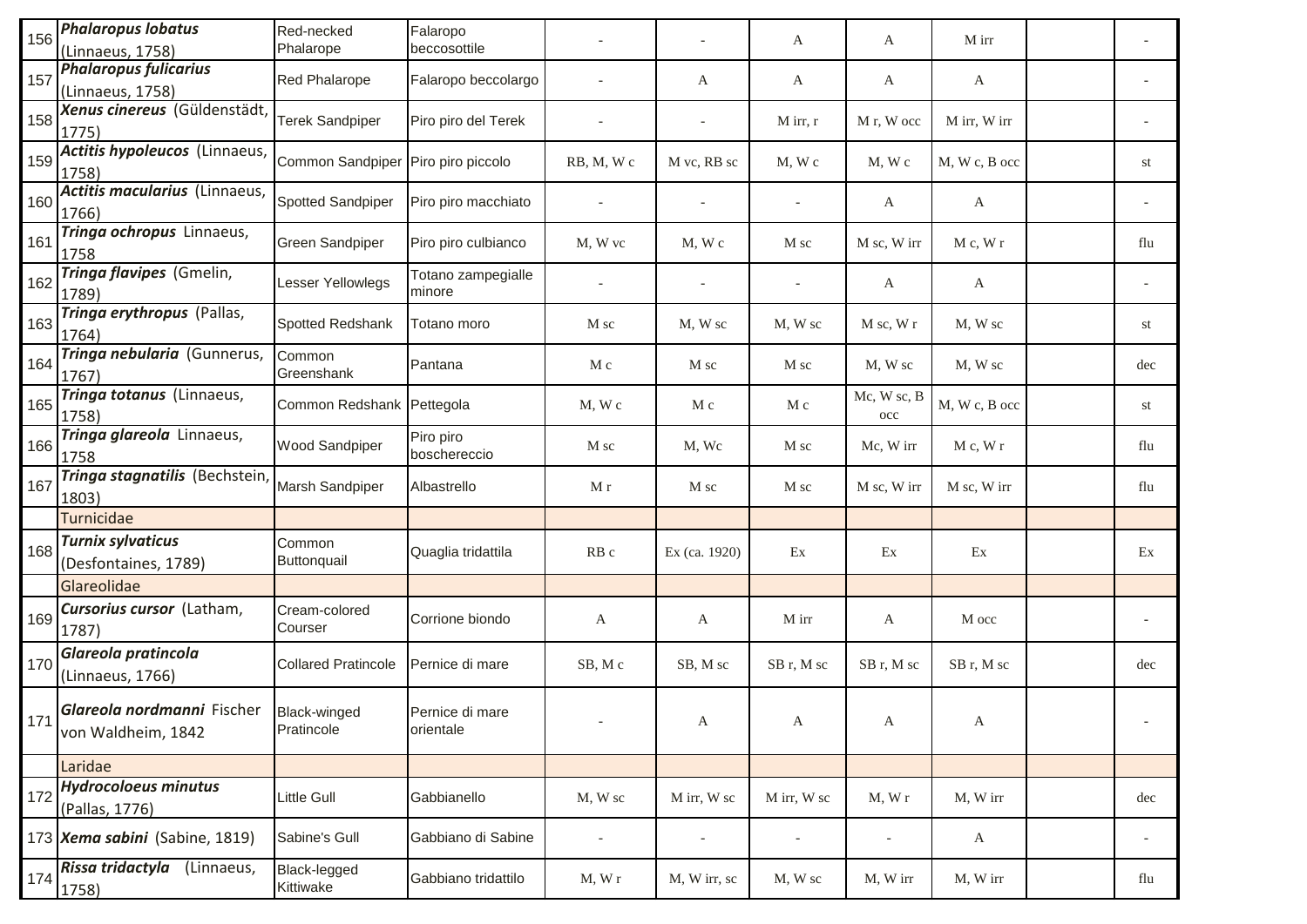| | | | | | | | | | | |
|---|---|---|---|---|---|---|---|---|---|---|
| 156 | ***Phalaropus lobatus*** (Linnaeus, 1758) | Red-necked Phalarope | Falaropo beccosottile | - | - | A | A | M irr | | - |
| 157 | ***Phalaropus fulicarius*** (Linnaeus, 1758) | Red Phalarope | Falaropo beccolargo | - | A | A | A | A | | - |
| 158 | ***Xenus cinereus*** (Güldenstädt, 1775) | Terek Sandpiper | Piro piro del Terek | - | - | M irr, r | M r, W occ | M irr, W irr | | - |
| 159 | ***Actitis hypoleucos*** (Linnaeus, 1758) | Common Sandpiper | Piro piro piccolo | RB, M, W c | M vc, RB sc | M, W c | M, W c | M, W c, B occ | | st |
| 160 | ***Actitis macularius*** (Linnaeus, 1766) | Spotted Sandpiper | Piro piro macchiato | - | - | - | A | A | | - |
| 161 | ***Tringa ochropus*** Linnaeus, 1758 | Green Sandpiper | Piro piro culbianco | M, W vc | M, W c | M sc | M sc, W irr | M c, W r | | flu |
| 162 | ***Tringa flavipes*** (Gmelin, 1789) | Lesser Yellowlegs | Totano zampegialle minore | - | - | - | A | A | | - |
| 163 | ***Tringa erythropus*** (Pallas, 1764) | Spotted Redshank | Totano moro | M sc | M, W sc | M, W sc | M sc, W r | M, W sc | | st |
| 164 | ***Tringa nebularia*** (Gunnerus, 1767) | Common Greenshank | Pantana | M c | M sc | M sc | M, W sc | M, W sc | | dec |
| 165 | ***Tringa totanus*** (Linnaeus, 1758) | Common Redshank | Pettegola | M, W c | M c | M c | Mc, W sc, B occ | M, W c, B occ | | st |
| 166 | ***Tringa glareola*** Linnaeus, 1758 | Wood Sandpiper | Piro piro boschereccio | M sc | M, Wc | M sc | Mc, W irr | M c, W r | | flu |
| 167 | ***Tringa stagnatilis*** (Bechstein, 1803) | Marsh Sandpiper | Albastrello | M r | M sc | M sc | M sc, W irr | M sc, W irr | | flu |
| | Turnicidae | | | | | | | | | |
| 168 | ***Turnix sylvaticus*** (Desfontaines, 1789) | Common Buttonquail | Quaglia tridattila | RB c | Ex (ca. 1920) | Ex | Ex | Ex | | Ex |
| | Glareolidae | | | | | | | | | |
| 169 | ***Cursorius cursor*** (Latham, 1787) | Cream-colored Courser | Corrione biondo | A | A | M irr | A | M occ | | - |
| 170 | ***Glareola pratincola*** (Linnaeus, 1766) | Collared Pratincole | Pernice di mare | SB, M c | SB, M sc | SB r, M sc | SB r, M sc | SB r, M sc | | dec |
| 171 | ***Glareola nordmanni*** Fischer von Waldheim, 1842 | Black-winged Pratincole | Pernice di mare orientale | - | A | A | A | A | | - |
| | Laridae | | | | | | | | | |
| 172 | ***Hydrocoloeus minutus*** (Pallas, 1776) | Little Gull | Gabbianello | M, W sc | M irr, W sc | M irr, W sc | M, W r | M, W irr | | dec |
| 173 | ***Xema sabini*** (Sabine, 1819) | Sabine's Gull | Gabbiano di Sabine | - | - | - | - | A | | - |
| 174 | ***Rissa tridactyla*** (Linnaeus, 1758) | Black-legged Kittiwake | Gabbiano tridattilo | M, W r | M, W irr, sc | M, W sc | M, W irr | M, W irr | | flu |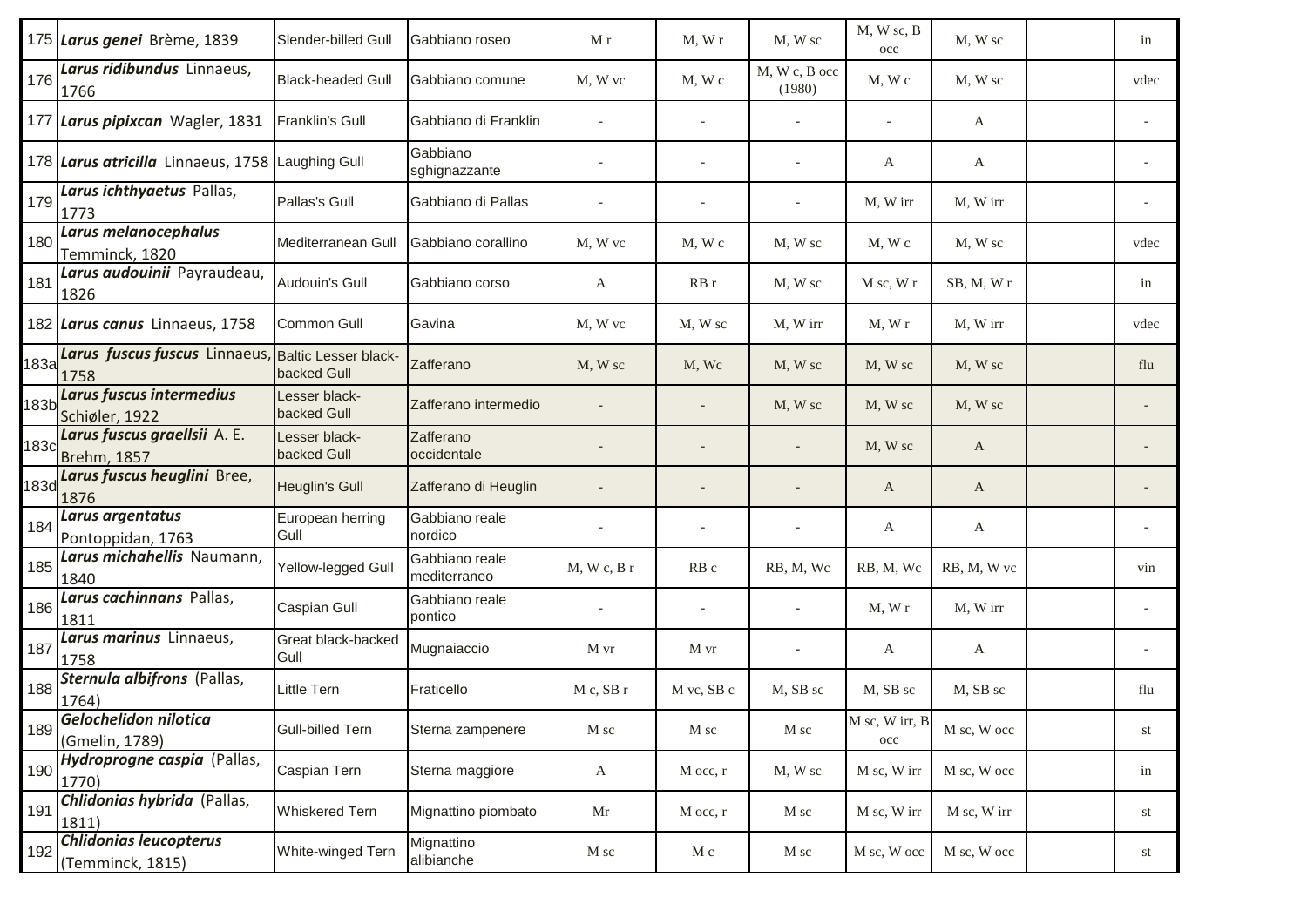| | | | | | | | | | | |
|---|---|---|---|---|---|---|---|---|---|---|
| 175 | ***Larus genei*** Brème, 1839 | Slender-billed Gull | Gabbiano roseo | M r | M, W r | M, W sc | M, W sc, B occ | M, W sc | | in |
| 176 | ***Larus ridibundus*** Linnaeus, 1766 | Black-headed Gull | Gabbiano comune | M, W vc | M, W c | M, W c, B occ (1980) | M, W c | M, W sc | | vdec |
| 177 | ***Larus pipixcan*** Wagler, 1831 | Franklin's Gull | Gabbiano di Franklin | - | - | - | - | A | | - |
| 178 | ***Larus atricilla*** Linnaeus, 1758 | Laughing Gull | Gabbiano sghignazzante | - | - | - | A | A | | - |
| 179 | ***Larus ichthyaetus*** Pallas, 1773 | Pallas's Gull | Gabbiano di Pallas | - | - | - | M, W irr | M, W irr | | - |
| 180 | ***Larus melanocephalus*** Temminck, 1820 | Mediterranean Gull | Gabbiano corallino | M, W vc | M, W c | M, W sc | M, W c | M, W sc | | vdec |
| 181 | ***Larus audouinii*** Payraudeau, 1826 | Audouin's Gull | Gabbiano corso | A | RB r | M, W sc | M sc, W r | SB, M, W r | | in |
| 182 | ***Larus canus*** Linnaeus, 1758 | Common Gull | Gavina | M, W vc | M, W sc | M, W irr | M, W r | M, W irr | | vdec |
| 183a | ***Larus fuscus fuscus*** Linnaeus, 1758 | Baltic Lesser black-backed Gull | Zafferano | M, W sc | M, Wc | M, W sc | M, W sc | M, W sc | | flu |
| 183b | ***Larus fuscus intermedius*** Schiøler, 1922 | Lesser black-backed Gull | Zafferano intermedio | - | - | M, W sc | M, W sc | M, W sc | | - |
| 183c | ***Larus fuscus graellsii*** A. E. Brehm, 1857 | Lesser black-backed Gull | Zafferano occidentale | - | - | - | M, W sc | A | | - |
| 183d | ***Larus fuscus heuglini*** Bree, 1876 | Heuglin's Gull | Zafferano di Heuglin | - | - | - | A | A | | - |
| 184 | ***Larus argentatus*** Pontoppidan, 1763 | European herring Gull | Gabbiano reale nordico | - | - | - | A | A | | - |
| 185 | ***Larus michahellis*** Naumann, 1840 | Yellow-legged Gull | Gabbiano reale mediterraneo | M, W c, B r | RB c | RB, M, Wc | RB, M, Wc | RB, M, W vc | | vin |
| 186 | ***Larus cachinnans*** Pallas, 1811 | Caspian Gull | Gabbiano reale pontico | - | - | - | M, W r | M, W irr | | - |
| 187 | ***Larus marinus*** Linnaeus, 1758 | Great black-backed Gull | Mugnaiaccio | M vr | M vr | - | A | A | | - |
| 188 | ***Sternula albifrons*** (Pallas, 1764) | Little Tern | Fraticello | M c, SB r | M vc, SB c | M, SB sc | M, SB sc | M, SB sc | | flu |
| 189 | ***Gelochelidon nilotica*** (Gmelin, 1789) | Gull-billed Tern | Sterna zampenere | M sc | M sc | M sc | M sc, W irr, B occ | M sc, W occ | | st |
| 190 | ***Hydroprogne caspia*** (Pallas, 1770) | Caspian Tern | Sterna maggiore | A | M occ, r | M, W sc | M sc, W irr | M sc, W occ | | in |
| 191 | ***Chlidonias hybrida*** (Pallas, 1811) | Whiskered Tern | Mignattino piombato | Mr | M occ, r | M sc | M sc, W irr | M sc, W irr | | st |
| 192 | ***Chlidonias leucopterus*** (Temminck, 1815) | White-winged Tern | Mignattino alibianche | M sc | M c | M sc | M sc, W occ | M sc, W occ | | st |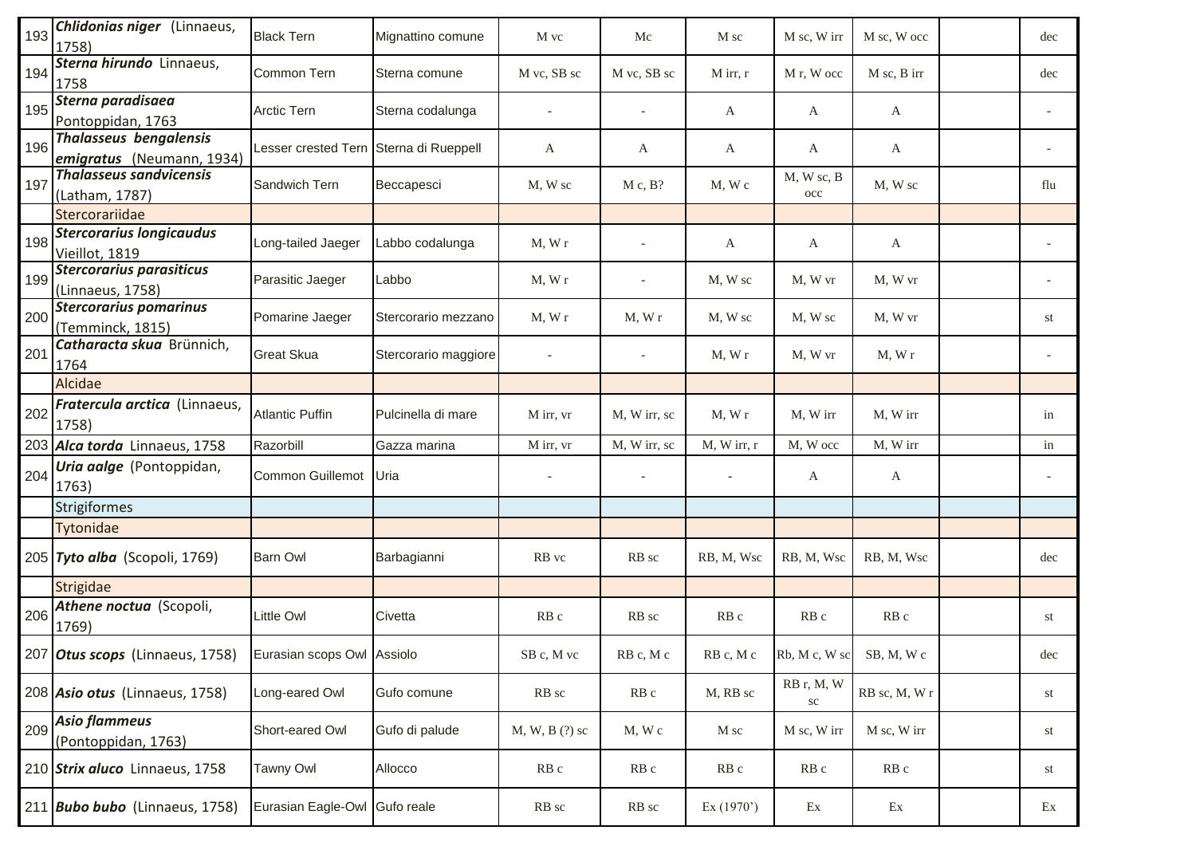| | | | | | | | | | | |
|---|---|---|---|---|---|---|---|---|---|---|
| 193 | ***Chlidonias niger*** (Linnaeus, 1758) | Black Tern | Mignattino comune | M vc | Mc | M sc | M sc, W irr | M sc, W occ | | dec |
| 194 | ***Sterna hirundo*** Linnaeus, 1758 | Common Tern | Sterna comune | M vc, SB sc | M vc, SB sc | M irr, r | M r, W occ | M sc, B irr | | dec |
| 195 | ***Sterna paradisaea*** Pontoppidan, 1763 | Arctic Tern | Sterna codalunga | - | - | A | A | A | | - |
| 196 | ***Thalasseus bengalensis emigratus*** (Neumann, 1934) | Lesser crested Tern | Sterna di Rueppell | A | A | A | A | A | | - |
| 197 | ***Thalasseus sandvicensis*** (Latham, 1787) | Sandwich Tern | Beccapesci | M, W sc | M c, B? | M, W c | M, W sc, B occ | M, W sc | | flu |
| | Stercorariidae | | | | | | | | | |
| 198 | ***Stercorarius longicaudus*** Vieillot, 1819 | Long-tailed Jaeger | Labbo codalunga | M, W r | - | A | A | A | | - |
| 199 | ***Stercorarius parasiticus*** (Linnaeus, 1758) | Parasitic Jaeger | Labbo | M, W r | - | M, W sc | M, W vr | M, W vr | | - |
| 200 | ***Stercorarius pomarinus*** (Temminck, 1815) | Pomarine Jaeger | Stercorario mezzano | M, W r | M, W r | M, W sc | M, W sc | M, W vr | | st |
| 201 | ***Catharacta skua*** Brünnich, 1764 | Great Skua | Stercorario maggiore | - | - | M, W r | M, W vr | M, W r | | - |
| | Alcidae | | | | | | | | | |
| 202 | ***Fratercula arctica*** (Linnaeus, 1758) | Atlantic Puffin | Pulcinella di mare | M irr, vr | M, W irr, sc | M, W r | M, W irr | M, W irr | | in |
| 203 | ***Alca torda*** Linnaeus, 1758 | Razorbill | Gazza marina | M irr, vr | M, W irr, sc | M, W irr, r | M, W occ | M, W irr | | in |
| 204 | ***Uria aalge*** (Pontoppidan, 1763) | Common Guillemot | Uria | - | - | - | A | A | | - |
| | Strigiformes | | | | | | | | | |
| | Tytonidae | | | | | | | | | |
| 205 | ***Tyto alba*** (Scopoli, 1769) | Barn Owl | Barbagianni | RB vc | RB sc | RB, M, Wsc | RB, M, Wsc | RB, M, Wsc | | dec |
| | Strigidae | | | | | | | | | |
| 206 | ***Athene noctua*** (Scopoli, 1769) | Little Owl | Civetta | RB c | RB sc | RB c | RB c | RB c | | st |
| 207 | ***Otus scops*** (Linnaeus, 1758) | Eurasian scops Owl | Assiolo | SB c, M vc | RB c, M c | RB c, M c | Rb, M c, W sc | SB, M, W c | | dec |
| 208 | ***Asio otus*** (Linnaeus, 1758) | Long-eared Owl | Gufo comune | RB sc | RB c | M, RB sc | RB r, M, W sc | RB sc, M, W r | | st |
| 209 | ***Asio flammeus*** (Pontoppidan, 1763) | Short-eared Owl | Gufo di palude | M, W, B (?) sc | M, W c | M sc | M sc, W irr | M sc, W irr | | st |
| 210 | ***Strix aluco*** Linnaeus, 1758 | Tawny Owl | Allocco | RB c | RB c | RB c | RB c | RB c | | st |
| 211 | ***Bubo bubo*** (Linnaeus, 1758) | Eurasian Eagle-Owl | Gufo reale | RB sc | RB sc | Ex (1970') | Ex | Ex | | Ex |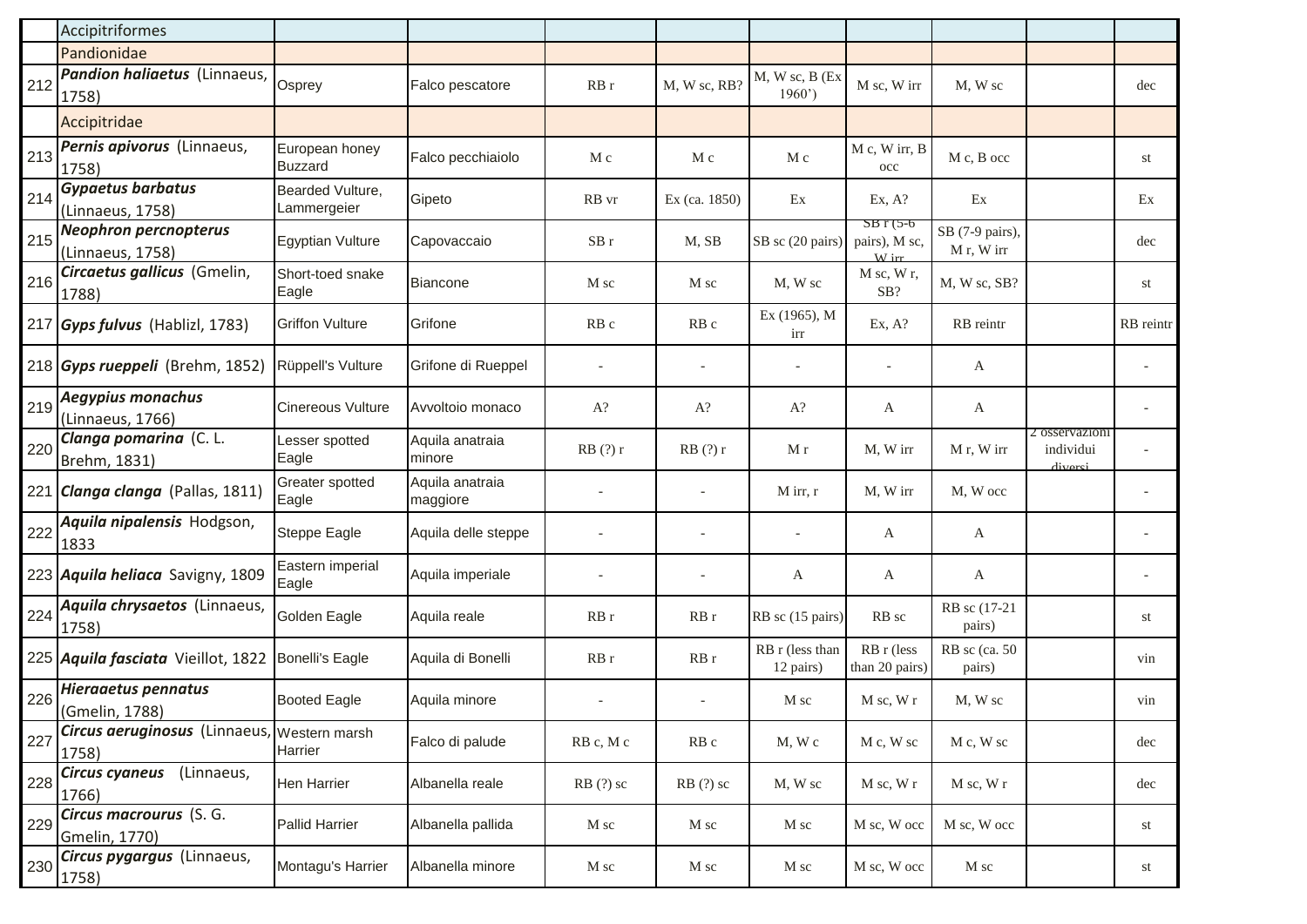| | | | | | | | | | | |
|---|---|---|---|---|---|---|---|---|---|---|
| | Accipitriformes | | | | | | | | | |
| | Pandionidae | | | | | | | | | |
| 212 | ***Pandion haliaetus*** (Linnaeus, 1758) | Osprey | Falco pescatore | RB r | M, W sc, RB? | M, W sc, B (Ex 1960') | M sc, W irr | M, W sc | | dec |
| | Accipitridae | | | | | | | | | |
| 213 | ***Pernis apivorus*** (Linnaeus, 1758) | European honey Buzzard | Falco pecchiaiolo | M c | M c | M c | M c, W irr, B occ | M c, B occ | | st |
| 214 | ***Gypaetus barbatus*** (Linnaeus, 1758) | Bearded Vulture, Lammergeier | Gipeto | RB vr | Ex (ca. 1850) | Ex | Ex, A? | Ex | | Ex |
| 215 | ***Neophron percnopterus*** (Linnaeus, 1758) | Egyptian Vulture | Capovaccaio | SB r | M, SB | SB sc (20 pairs) | SB r (5-6 pairs), M sc, W irr | SB (7-9 pairs), M r, W irr | | dec |
| 216 | ***Circaetus gallicus*** (Gmelin, 1788) | Short-toed snake Eagle | Biancone | M sc | M sc | M, W sc | M sc, W r, SB? | M, W sc, SB? | | st |
| 217 | ***Gyps fulvus*** (Hablizl, 1783) | Griffon Vulture | Grifone | RB c | RB c | Ex (1965), M irr | Ex, A? | RB reintr | | RB reintr |
| 218 | ***Gyps rueppeli*** (Brehm, 1852) | Rüppell's Vulture | Grifone di Rueppel | - | - | - | - | A | | - |
| 219 | ***Aegypius monachus*** (Linnaeus, 1766) | Cinereous Vulture | Avvoltoio monaco | A? | A? | A? | A | A | | - |
| 220 | ***Clanga pomarina*** (C. L. Brehm, 1831) | Lesser spotted Eagle | Aquila anatraia minore | RB (?) r | RB (?) r | M r | M, W irr | M r, W irr | 2 osservazioni individui diversi | - |
| 221 | ***Clanga clanga*** (Pallas, 1811) | Greater spotted Eagle | Aquila anatraia maggiore | - | - | M irr, r | M, W irr | M, W occ | | - |
| 222 | ***Aquila nipalensis*** Hodgson, 1833 | Steppe Eagle | Aquila delle steppe | - | - | - | A | A | | - |
| 223 | ***Aquila heliaca*** Savigny, 1809 | Eastern imperial Eagle | Aquila imperiale | - | - | A | A | A | | - |
| 224 | ***Aquila chrysaetos*** (Linnaeus, 1758) | Golden Eagle | Aquila reale | RB r | RB r | RB sc (15 pairs) | RB sc | RB sc (17-21 pairs) | | st |
| 225 | ***Aquila fasciata*** Vieillot, 1822 | Bonelli's Eagle | Aquila di Bonelli | RB r | RB r | RB r (less than 12 pairs) | RB r (less than 20 pairs) | RB sc (ca. 50 pairs) | | vin |
| 226 | ***Hieraaetus pennatus*** (Gmelin, 1788) | Booted Eagle | Aquila minore | - | - | M sc | M sc, W r | M, W sc | | vin |
| 227 | ***Circus aeruginosus*** (Linnaeus, 1758) | Western marsh Harrier | Falco di palude | RB c, M c | RB c | M, W c | M c, W sc | M c, W sc | | dec |
| 228 | ***Circus cyaneus*** (Linnaeus, 1766) | Hen Harrier | Albanella reale | RB (?) sc | RB (?) sc | M, W sc | M sc, W r | M sc, W r | | dec |
| 229 | ***Circus macrourus*** (S. G. Gmelin, 1770) | Pallid Harrier | Albanella pallida | M sc | M sc | M sc | M sc, W occ | M sc, W occ | | st |
| 230 | ***Circus pygargus*** (Linnaeus, 1758) | Montagu's Harrier | Albanella minore | M sc | M sc | M sc | M sc, W occ | M sc | | st |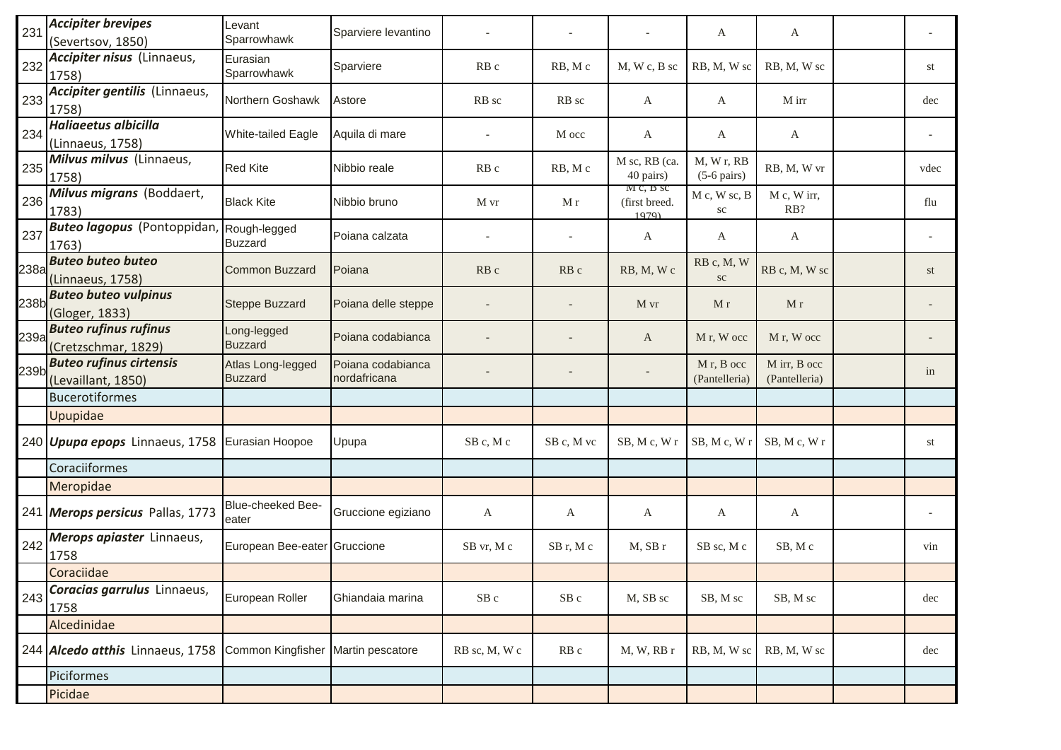| | | | | | | | | | | |
|---|---|---|---|---|---|---|---|---|---|---|
| 231 | ***Accipiter brevipes*** (Severtsov, 1850) | Levant Sparrowhawk | Sparviere levantino | - | - | - | A | A | | - |
| 232 | ***Accipiter nisus*** (Linnaeus, 1758) | Eurasian Sparrowhawk | Sparviere | RB c | RB, M c | M, W c, B sc | RB, M, W sc | RB, M, W sc | | st |
| 233 | ***Accipiter gentilis*** (Linnaeus, 1758) | Northern Goshawk | Astore | RB sc | RB sc | A | A | M irr | | dec |
| 234 | ***Haliaeetus albicilla*** (Linnaeus, 1758) | White-tailed Eagle | Aquila di mare | - | M occ | A | A | A | | - |
| 235 | ***Milvus milvus*** (Linnaeus, 1758) | Red Kite | Nibbio reale | RB c | RB, M c | M sc, RB (ca. 40 pairs) | M, W r, RB (5-6 pairs) | RB, M, W vr | | vdec |
| 236 | ***Milvus migrans*** (Boddaert, 1783) | Black Kite | Nibbio bruno | M vr | M r | M c, B sc (first breed. 1979) | M c, W sc, B sc | M c, W irr, RB? | | flu |
| 237 | ***Buteo lagopus*** (Pontoppidan, 1763) | Rough-legged Buzzard | Poiana calzata | - | - | A | A | A | | - |
| 238a | ***Buteo buteo buteo*** (Linnaeus, 1758) | Common Buzzard | Poiana | RB c | RB c | RB, M, W c | RB c, M, W sc | RB c, M, W sc | | st |
| 238b | ***Buteo buteo vulpinus*** (Gloger, 1833) | Steppe Buzzard | Poiana delle steppe | - | - | M vr | M r | M r | | - |
| 239a | ***Buteo rufinus rufinus*** (Cretzschmar, 1829) | Long-legged Buzzard | Poiana codabianca | - | - | A | M r, W occ | M r, W occ | | - |
| 239b | ***Buteo rufinus cirtensis*** (Levaillant, 1850) | Atlas Long-legged Buzzard | Poiana codabianca nordafricana | - | - | - | M r, B occ (Pantelleria) | M irr, B occ (Pantelleria) | | in |
| | Bucerotiformes | | | | | | | | | |
| | Upupidae | | | | | | | | | |
| 240 | ***Upupa epops*** Linnaeus, 1758 | Eurasian Hoopoe | Upupa | SB c, M c | SB c, M vc | SB, M c, W r | SB, M c, W r | SB, M c, W r | | st |
| | Coraciiformes | | | | | | | | | |
| | Meropidae | | | | | | | | | |
| 241 | ***Merops persicus*** Pallas, 1773 | Blue-cheeked Bee-eater | Gruccione egiziano | A | A | A | A | A | | - |
| 242 | ***Merops apiaster*** Linnaeus, 1758 | European Bee-eater | Gruccione | SB vr, M c | SB r, M c | M, SB r | SB sc, M c | SB, M c | | vin |
| | Coraciidae | | | | | | | | | |
| 243 | ***Coracias garrulus*** Linnaeus, 1758 | European Roller | Ghiandaia marina | SB c | SB c | M, SB sc | SB, M sc | SB, M sc | | dec |
| | Alcedinidae | | | | | | | | | |
| 244 | ***Alcedo atthis*** Linnaeus, 1758 | Common Kingfisher | Martin pescatore | RB sc, M, W c | RB c | M, W, RB r | RB, M, W sc | RB, M, W sc | | dec |
| | Piciformes | | | | | | | | | |
| | Picidae | | | | | | | | | |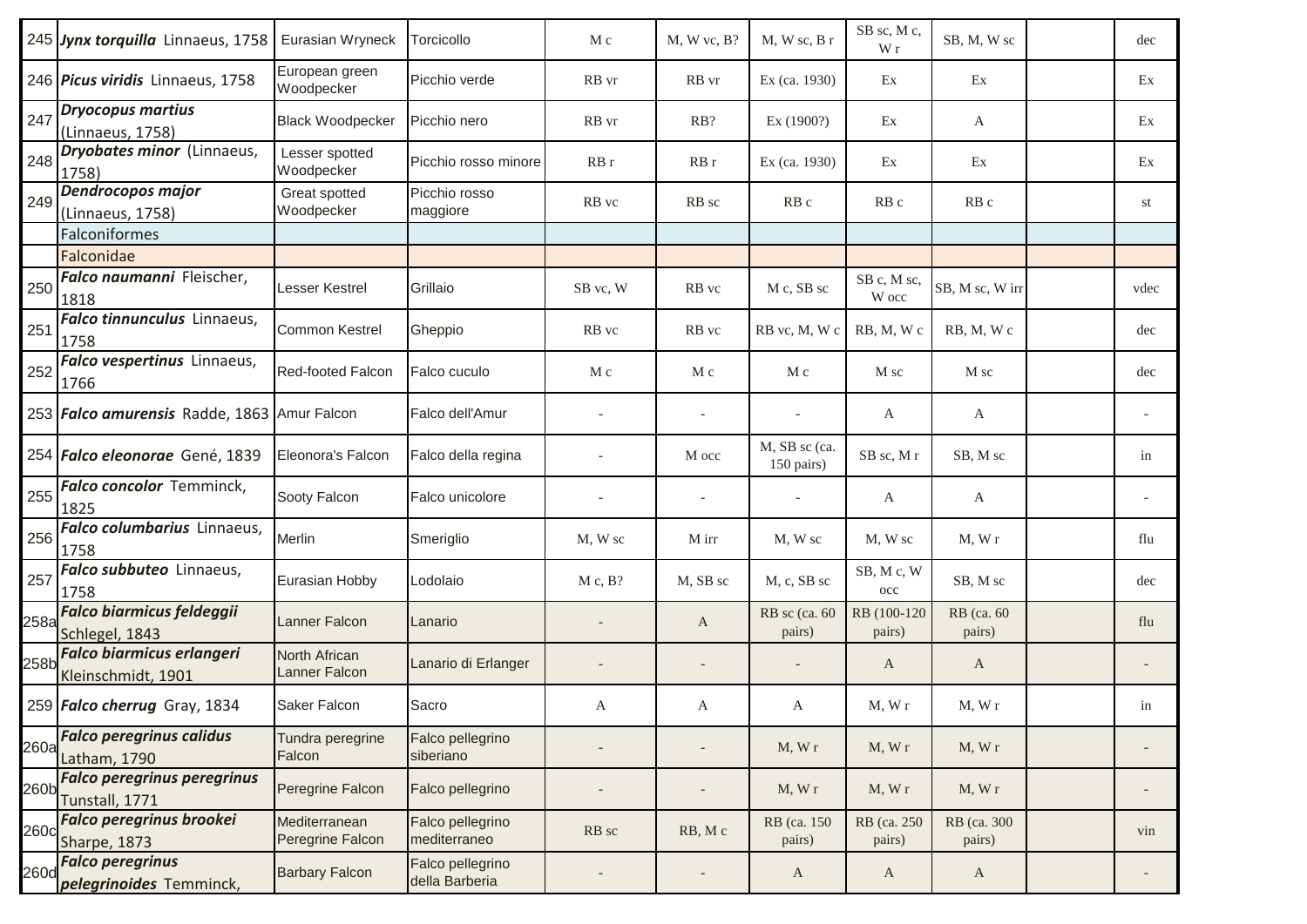| | | | | | | | | | | |
|---|---|---|---|---|---|---|---|---|---|---|
| 245 | ***Jynx torquilla*** Linnaeus, 1758 | Eurasian Wryneck | Torcicollo | M c | M, W vc, B? | M, W sc, B r | SB sc, M c, W r | SB, M, W sc | | dec |
| 246 | ***Picus viridis*** Linnaeus, 1758 | European green Woodpecker | Picchio verde | RB vr | RB vr | Ex (ca. 1930) | Ex | Ex | | Ex |
| 247 | ***Dryocopus martius*** (Linnaeus, 1758) | Black Woodpecker | Picchio nero | RB vr | RB? | Ex (1900?) | Ex | A | | Ex |
| 248 | ***Dryobates minor*** (Linnaeus, 1758) | Lesser spotted Woodpecker | Picchio rosso minore | RB r | RB r | Ex (ca. 1930) | Ex | Ex | | Ex |
| 249 | ***Dendrocopos major*** (Linnaeus, 1758) | Great spotted Woodpecker | Picchio rosso maggiore | RB vc | RB sc | RB c | RB c | RB c | | st |
| | Falconiformes | | | | | | | | | |
| | Falconidae | | | | | | | | | |
| 250 | ***Falco naumanni*** Fleischer, 1818 | Lesser Kestrel | Grillaio | SB vc, W | RB vc | M c, SB sc | SB c, M sc, W occ | SB, M sc, W irr | | vdec |
| 251 | ***Falco tinnunculus*** Linnaeus, 1758 | Common Kestrel | Gheppio | RB vc | RB vc | RB vc, M, W c | RB, M, W c | RB, M, W c | | dec |
| 252 | ***Falco vespertinus*** Linnaeus, 1766 | Red-footed Falcon | Falco cuculo | M c | M c | M c | M sc | M sc | | dec |
| 253 | ***Falco amurensis*** Radde, 1863 | Amur Falcon | Falco dell'Amur | - | - | - | A | A | | - |
| 254 | ***Falco eleonorae*** Gené, 1839 | Eleonora's Falcon | Falco della regina | - | M occ | M, SB sc (ca. 150 pairs) | SB sc, M r | SB, M sc | | in |
| 255 | ***Falco concolor*** Temminck, 1825 | Sooty Falcon | Falco unicolore | - | - | - | A | A | | - |
| 256 | ***Falco columbarius*** Linnaeus, 1758 | Merlin | Smeriglio | M, W sc | M irr | M, W sc | M, W sc | M, W r | | flu |
| 257 | ***Falco subbuteo*** Linnaeus, 1758 | Eurasian Hobby | Lodolaio | M c, B? | M, SB sc | M, c, SB sc | SB, M c, W occ | SB, M sc | | dec |
| 258a | ***Falco biarmicus feldeggii*** Schlegel, 1843 | Lanner Falcon | Lanario | - | A | RB sc (ca. 60 pairs) | RB (100-120 pairs) | RB (ca. 60 pairs) | | flu |
| 258b | ***Falco biarmicus erlangeri*** Kleinschmidt, 1901 | North African Lanner Falcon | Lanario di Erlanger | - | - | - | A | A | | - |
| 259 | ***Falco cherrug*** Gray, 1834 | Saker Falcon | Sacro | A | A | A | M, W r | M, W r | | in |
| 260a | ***Falco peregrinus calidus*** Latham, 1790 | Tundra peregrine Falcon | Falco pellegrino siberiano | - | - | M, W r | M, W r | M, W r | | - |
| 260b | ***Falco peregrinus peregrinus*** Tunstall, 1771 | Peregrine Falcon | Falco pellegrino | - | - | M, W r | M, W r | M, W r | | - |
| 260c | ***Falco peregrinus brookei*** Sharpe, 1873 | Mediterranean Peregrine Falcon | Falco pellegrino mediterraneo | RB sc | RB, M c | RB (ca. 150 pairs) | RB (ca. 250 pairs) | RB (ca. 300 pairs) | | vin |
| 260d | ***Falco peregrinus pelegrinoides*** Temminck, | Barbary Falcon | Falco pellegrino della Barberia | - | - | A | A | A | | - |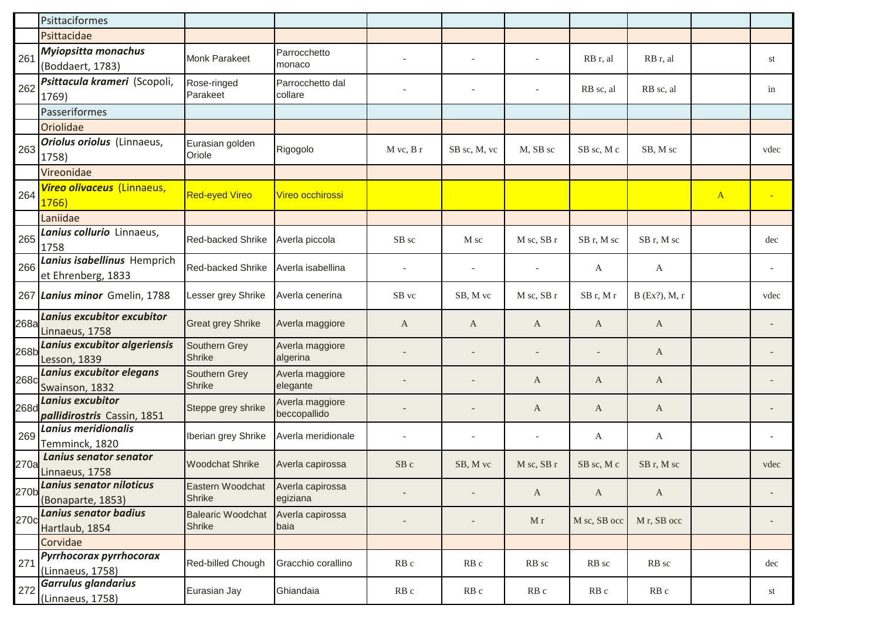| | | | | | | | | | | |
|---|---|---|---|---|---|---|---|---|---|---|
| | Psittaciformes | | | | | | | | | |
| | Psittacidae | | | | | | | | | |
| 261 | ***Myiopsitta monachus*** (Boddaert, 1783) | Monk Parakeet | Parrocchetto monaco | - | - | - | RB r, al | RB r, al | | st |
| 262 | ***Psittacula krameri*** (Scopoli, 1769) | Rose-ringed Parakeet | Parrocchetto dal collare | - | - | - | RB sc, al | RB sc, al | | in |
| | Passeriformes | | | | | | | | | |
| | Oriolidae | | | | | | | | | |
| 263 | ***Oriolus oriolus*** (Linnaeus, 1758) | Eurasian golden Oriole | Rigogolo | M vc, B r | SB sc, M, vc | M, SB sc | SB sc, M c | SB, M sc | | vdec |
| | Vireonidae | | | | | | | | | |
| 264 | ***Vireo olivaceus*** (Linnaeus, 1766) | Red-eyed Vireo | Vireo occhirossi | | | | | | A | - |
| | Laniidae | | | | | | | | | |
| 265 | ***Lanius collurio*** Linnaeus, 1758 | Red-backed Shrike | Averla piccola | SB sc | M sc | M sc, SB r | SB r, M sc | SB r, M sc | | dec |
| 266 | ***Lanius isabellinus*** Hemprich et Ehrenberg, 1833 | Red-backed Shrike | Averla isabellina | - | - | - | A | A | | - |
| 267 | ***Lanius minor*** Gmelin, 1788 | Lesser grey Shrike | Averla cenerina | SB vc | SB, M vc | M sc, SB r | SB r, M r | B (Ex?), M, r | | vdec |
| 268a | ***Lanius excubitor excubitor*** Linnaeus, 1758 | Great grey Shrike | Averla maggiore | A | A | A | A | A | | - |
| 268b | ***Lanius excubitor algeriensis*** Lesson, 1839 | Southern Grey Shrike | Averla maggiore algerina | - | - | - | - | A | | - |
| 268c | ***Lanius excubitor elegans*** Swainson, 1832 | Southern Grey Shrike | Averla maggiore elegante | - | - | A | A | A | | - |
| 268d | ***Lanius excubitor pallidirostris*** Cassin, 1851 | Steppe grey shrike | Averla maggiore beccopallido | - | - | A | A | A | | - |
| 269 | ***Lanius meridionalis*** Temminck, 1820 | Iberian grey Shrike | Averla meridionale | - | - | - | A | A | | - |
| 270a | ***Lanius senator senator*** Linnaeus, 1758 | Woodchat Shrike | Averla capirossa | SB c | SB, M vc | M sc, SB r | SB sc, M c | SB r, M sc | | vdec |
| 270b | ***Lanius senator niloticus*** (Bonaparte, 1853) | Eastern Woodchat Shrike | Averla capirossa egiziana | - | - | A | A | A | | - |
| 270c | ***Lanius senator badius*** Hartlaub, 1854 | Balearic Woodchat Shrike | Averla capirossa baia | - | - | M r | M sc, SB occ | M r, SB occ | | - |
| | Corvidae | | | | | | | | | |
| 271 | ***Pyrrhocorax pyrrhocorax*** (Linnaeus, 1758) | Red-billed Chough | Gracchio corallino | RB c | RB c | RB sc | RB sc | RB sc | | dec |
| 272 | ***Garrulus glandarius*** (Linnaeus, 1758) | Eurasian Jay | Ghiandaia | RB c | RB c | RB c | RB c | RB c | | st |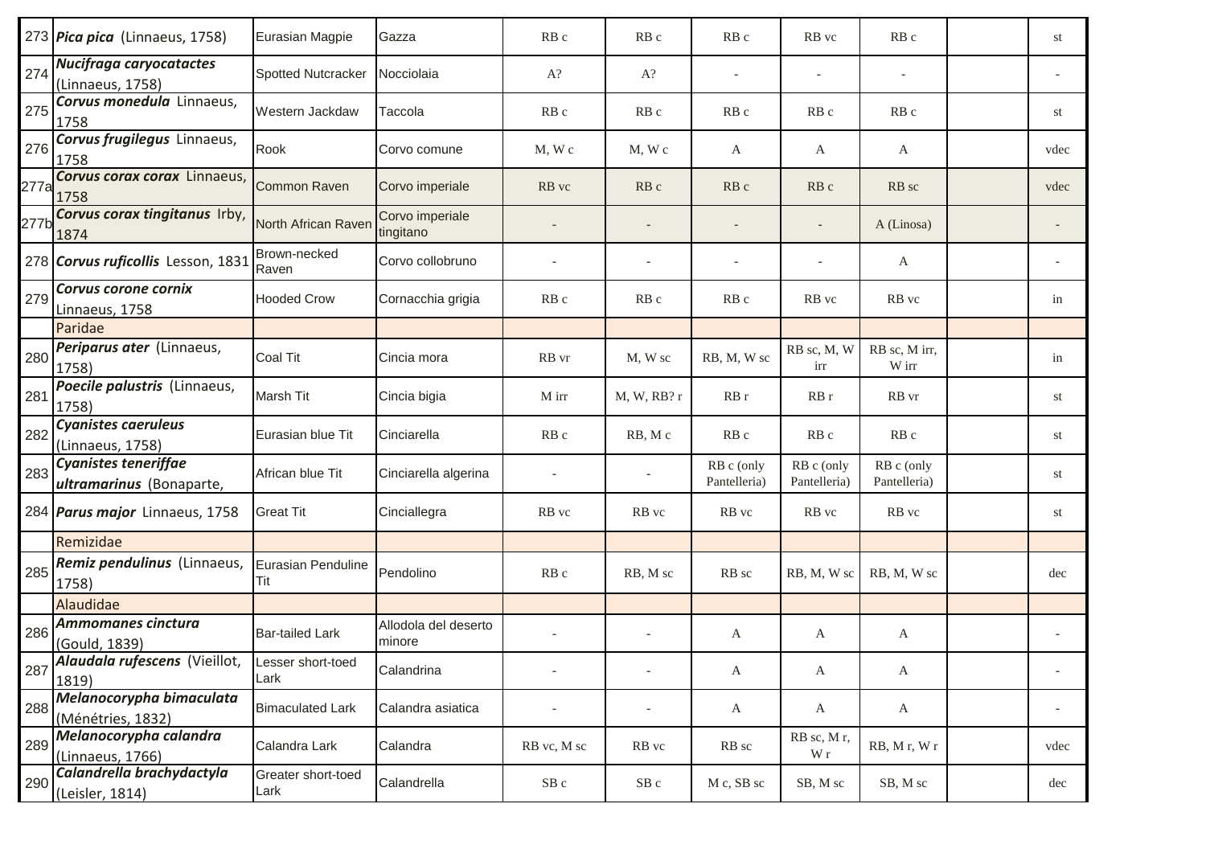| | | | | | | | | | | |
|---|---|---|---|---|---|---|---|---|---|---|
| 273 | ***Pica pica*** (Linnaeus, 1758) | Eurasian Magpie | Gazza | RB c | RB c | RB c | RB vc | RB c | | st |
| 274 | ***Nucifraga caryocatactes*** (Linnaeus, 1758) | Spotted Nutcracker | Nocciolaia | A? | A? | - | - | - | | - |
| 275 | ***Corvus monedula*** Linnaeus, 1758 | Western Jackdaw | Taccola | RB c | RB c | RB c | RB c | RB c | | st |
| 276 | ***Corvus frugilegus*** Linnaeus, 1758 | Rook | Corvo comune | M, W c | M, W c | A | A | A | | vdec |
| 277a | ***Corvus corax corax*** Linnaeus, 1758 | Common Raven | Corvo imperiale | RB vc | RB c | RB c | RB c | RB sc | | vdec |
| 277b | ***Corvus corax tingitanus*** Irby, 1874 | North African Raven | Corvo imperiale tingitano | - | - | - | - | A (Linosa) | | - |
| 278 | ***Corvus ruficollis*** Lesson, 1831 | Brown-necked Raven | Corvo collobruno | - | - | - | - | A | | - |
| 279 | ***Corvus corone cornix*** Linnaeus, 1758 | Hooded Crow | Cornacchia grigia | RB c | RB c | RB c | RB vc | RB vc | | in |
| | Paridae | | | | | | | | | |
| 280 | ***Periparus ater*** (Linnaeus, 1758) | Coal Tit | Cincia mora | RB vr | M, W sc | RB, M, W sc | RB sc, M, W irr | RB sc, M irr, W irr | | in |
| 281 | ***Poecile palustris*** (Linnaeus, 1758) | Marsh Tit | Cincia bigia | M irr | M, W, RB? r | RB r | RB r | RB vr | | st |
| 282 | ***Cyanistes caeruleus*** (Linnaeus, 1758) | Eurasian blue Tit | Cinciarella | RB c | RB, M c | RB c | RB c | RB c | | st |
| 283 | ***Cyanistes teneriffae ultramarinus*** (Bonaparte, | African blue Tit | Cinciarella algerina | - | - | RB c (only Pantelleria) | RB c (only Pantelleria) | RB c (only Pantelleria) | | st |
| 284 | ***Parus major*** Linnaeus, 1758 | Great Tit | Cinciallegra | RB vc | RB vc | RB vc | RB vc | RB vc | | st |
| | Remizidae | | | | | | | | | |
| 285 | ***Remiz pendulinus*** (Linnaeus, 1758) | Eurasian Penduline Tit | Pendolino | RB c | RB, M sc | RB sc | RB, M, W sc | RB, M, W sc | | dec |
| | Alaudidae | | | | | | | | | |
| 286 | ***Ammomanes cinctura*** (Gould, 1839) | Bar-tailed Lark | Allodola del deserto minore | - | - | A | A | A | | - |
| 287 | ***Alaudala rufescens*** (Vieillot, 1819) | Lesser short-toed Lark | Calandrina | - | - | A | A | A | | - |
| 288 | ***Melanocorypha bimaculata*** (Ménétries, 1832) | Bimaculated Lark | Calandra asiatica | - | - | A | A | A | | - |
| 289 | ***Melanocorypha calandra*** (Linnaeus, 1766) | Calandra Lark | Calandra | RB vc, M sc | RB vc | RB sc | RB sc, M r, W r | RB, M r, W r | | vdec |
| 290 | ***Calandrella brachydactyla*** (Leisler, 1814) | Greater short-toed Lark | Calandrella | SB c | SB c | M c, SB sc | SB, M sc | SB, M sc | | dec |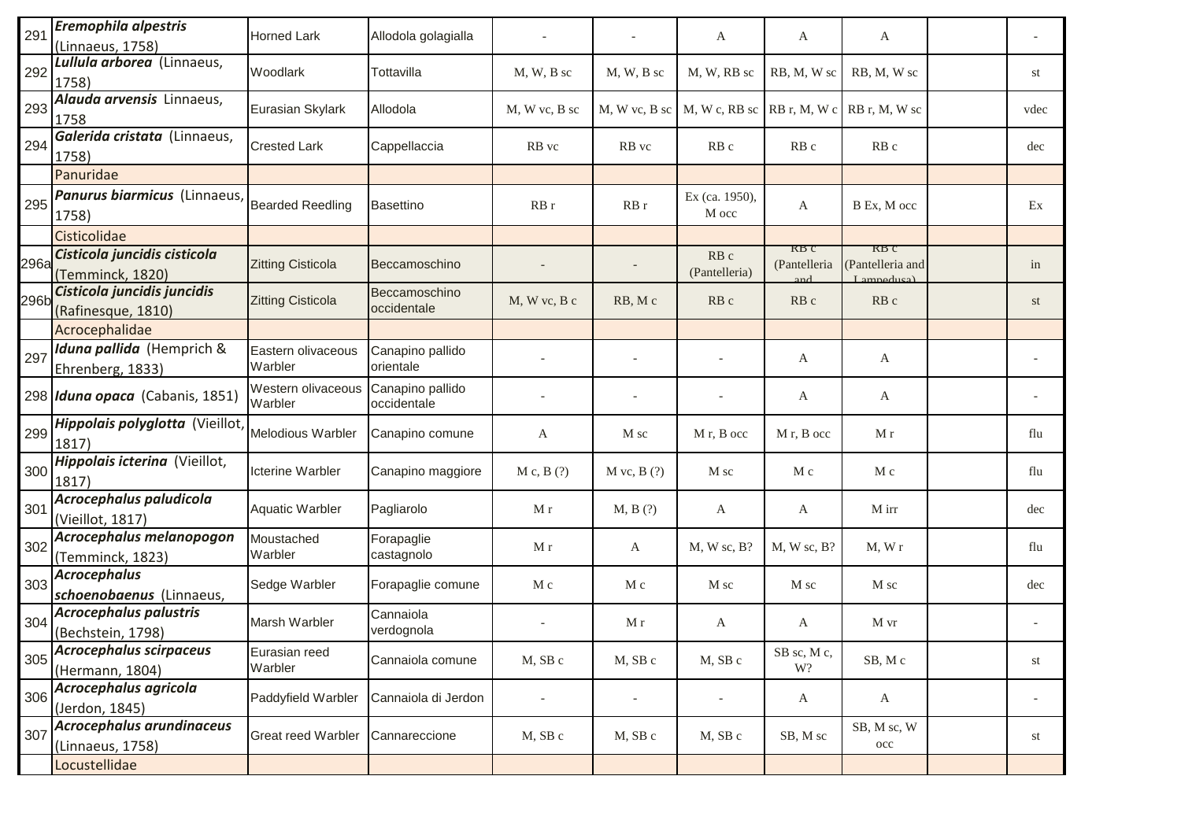| 291 | ***Eremophila alpestris*** (Linnaeus, 1758) | Horned Lark | Allodola golagialla | - | - | A | A | A | | - |
|---|---|---|---|---|---|---|---|---|---|---|
| 292 | ***Lullula arborea*** (Linnaeus, 1758) | Woodlark | Tottavilla | M, W, B sc | M, W, B sc | M, W, RB sc | RB, M, W sc | RB, M, W sc | | st |
| 293 | ***Alauda arvensis*** Linnaeus, 1758 | Eurasian Skylark | Allodola | M, W vc, B sc | M, W vc, B sc | M, W c, RB sc | RB r, M, W c | RB r, M, W sc | | vdec |
| 294 | ***Galerida cristata*** (Linnaeus, 1758) | Crested Lark | Cappellaccia | RB vc | RB vc | RB c | RB c | RB c | | dec |
| | Panuridae | | | | | | | | | |
| 295 | ***Panurus biarmicus*** (Linnaeus, 1758) | Bearded Reedling | Basettino | RB r | RB r | Ex (ca. 1950), M occ | A | B Ex, M occ | | Ex |
| | Cisticolidae | | | | | | | | | |
| 296a | ***Cisticola juncidis cisticola*** (Temminck, 1820) | Zitting Cisticola | Beccamoschino | - | - | RB c (Pantelleria) | RB c (Pantelleria and | RB c (Pantelleria and Lampedusa) | | in |
| 296b | ***Cisticola juncidis juncidis*** (Rafinesque, 1810) | Zitting Cisticola | Beccamoschino occidentale | M, W vc, B c | RB, M c | RB c | RB c | RB c | | st |
| | Acrocephalidae | | | | | | | | | |
| 297 | ***Iduna pallida*** (Hemprich & Ehrenberg, 1833) | Eastern olivaceous Warbler | Canapino pallido orientale | - | - | - | A | A | | - |
| 298 | ***Iduna opaca*** (Cabanis, 1851) | Western olivaceous Warbler | Canapino pallido occidentale | - | - | - | A | A | | - |
| 299 | ***Hippolais polyglotta*** (Vieillot, 1817) | Melodious Warbler | Canapino comune | A | M sc | M r, B occ | M r, B occ | M r | | flu |
| 300 | ***Hippolais icterina*** (Vieillot, 1817) | Icterine Warbler | Canapino maggiore | M c, B (?) | M vc, B (?) | M sc | M c | M c | | flu |
| 301 | ***Acrocephalus paludicola*** (Vieillot, 1817) | Aquatic Warbler | Pagliarolo | M r | M, B (?) | A | A | M irr | | dec |
| 302 | ***Acrocephalus melanopogon*** (Temminck, 1823) | Moustached Warbler | Forapaglie castagnolo | M r | A | M, W sc, B? | M, W sc, B? | M, W r | | flu |
| 303 | ***Acrocephalus schoenobaenus*** (Linnaeus, | Sedge Warbler | Forapaglie comune | M c | M c | M sc | M sc | M sc | | dec |
| 304 | ***Acrocephalus palustris*** (Bechstein, 1798) | Marsh Warbler | Cannaiola verdognola | - | M r | A | A | M vr | | - |
| 305 | ***Acrocephalus scirpaceus*** (Hermann, 1804) | Eurasian reed Warbler | Cannaiola comune | M, SB c | M, SB c | M, SB c | SB sc, M c, W? | SB, M c | | st |
| 306 | ***Acrocephalus agricola*** (Jerdon, 1845) | Paddyfield Warbler | Cannaiola di Jerdon | - | - | - | A | A | | - |
| 307 | ***Acrocephalus arundinaceus*** (Linnaeus, 1758) | Great reed Warbler | Cannareccione | M, SB c | M, SB c | M, SB c | SB, M sc | SB, M sc, W occ | | st |
| | Locustellidae | | | | | | | | | |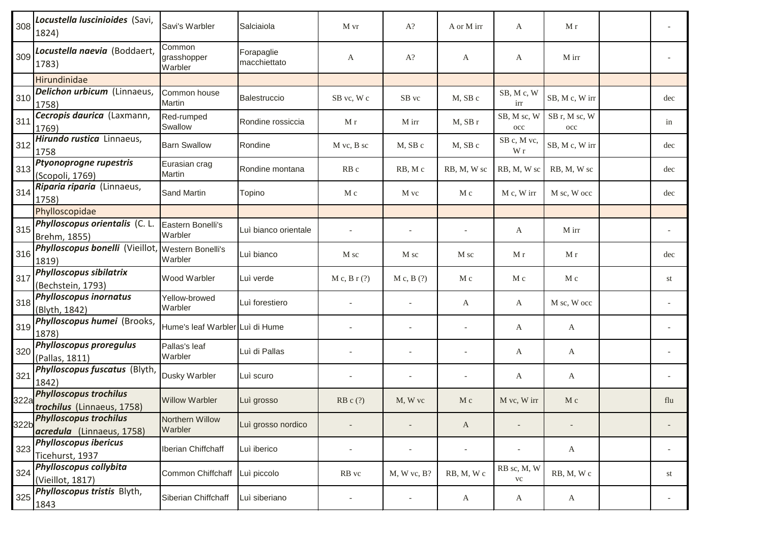| | | | | | | | | | | |
|---|---|---|---|---|---|---|---|---|---|---|
| 308 | ***Locustella luscinioides*** (Savi, 1824) | Savi's Warbler | Salciaiola | M vr | A? | A or M irr | A | M r | | - |
| 309 | ***Locustella naevia*** (Boddaert, 1783) | Common grasshopper Warbler | Forapaglie macchiettato | A | A? | A | A | M irr | | - |
| | Hirundinidae | | | | | | | | | |
| 310 | ***Delichon urbicum*** (Linnaeus, 1758) | Common house Martin | Balestruccio | SB vc, W c | SB vc | M, SB c | SB, M c, W irr | SB, M c, W irr | | dec |
| 311 | ***Cecropis daurica*** (Laxmann, 1769) | Red-rumped Swallow | Rondine rossiccia | M r | M irr | M, SB r | SB, M sc, W occ | SB r, M sc, W occ | | in |
| 312 | ***Hirundo rustica*** Linnaeus, 1758 | Barn Swallow | Rondine | M vc, B sc | M, SB c | M, SB c | SB c, M vc, W r | SB, M c, W irr | | dec |
| 313 | ***Ptyonoprogne rupestris*** (Scopoli, 1769) | Eurasian crag Martin | Rondine montana | RB c | RB, M c | RB, M, W sc | RB, M, W sc | RB, M, W sc | | dec |
| 314 | ***Riparia riparia*** (Linnaeus, 1758) | Sand Martin | Topino | M c | M vc | M c | M c, W irr | M sc, W occ | | dec |
| | Phylloscopidae | | | | | | | | | |
| 315 | ***Phylloscopus orientalis*** (C. L. Brehm, 1855) | Eastern Bonelli's Warbler | Luì bianco orientale | - | - | - | A | M irr | | - |
| 316 | ***Phylloscopus bonelli*** (Vieillot, 1819) | Western Bonelli's Warbler | Luì bianco | M sc | M sc | M sc | M r | M r | | dec |
| 317 | ***Phylloscopus sibilatrix*** (Bechstein, 1793) | Wood Warbler | Luì verde | M c, B r (?) | M c, B (?) | M c | M c | M c | | st |
| 318 | ***Phylloscopus inornatus*** (Blyth, 1842) | Yellow-browed Warbler | Luì forestiero | - | - | A | A | M sc, W occ | | - |
| 319 | ***Phylloscopus humei*** (Brooks, 1878) | Hume's leaf Warbler | Luì di Hume | - | - | - | A | A | | - |
| 320 | ***Phylloscopus proregulus*** (Pallas, 1811) | Pallas's leaf Warbler | Luì di Pallas | - | - | - | A | A | | - |
| 321 | ***Phylloscopus fuscatus*** (Blyth, 1842) | Dusky Warbler | Luì scuro | - | - | - | A | A | | - |
| 322a | ***Phylloscopus trochilus trochilus*** (Linnaeus, 1758) | Willow Warbler | Luì grosso | RB c (?) | M, W vc | M c | M vc, W irr | M c | | flu |
| 322b | ***Phylloscopus trochilus acredula*** (Linnaeus, 1758) | Northern Willow Warbler | Luì grosso nordico | - | - | A | - | - | | - |
| 323 | ***Phylloscopus ibericus*** Ticehurst, 1937 | Iberian Chiffchaff | Luì iberico | - | - | - | - | A | | - |
| 324 | ***Phylloscopus collybita*** (Vieillot, 1817) | Common Chiffchaff | Luì piccolo | RB vc | M, W vc, B? | RB, M, W c | RB sc, M, W vc | RB, M, W c | | st |
| 325 | ***Phylloscopus tristis*** Blyth, 1843 | Siberian Chiffchaff | Luì siberiano | - | - | A | A | A | | - |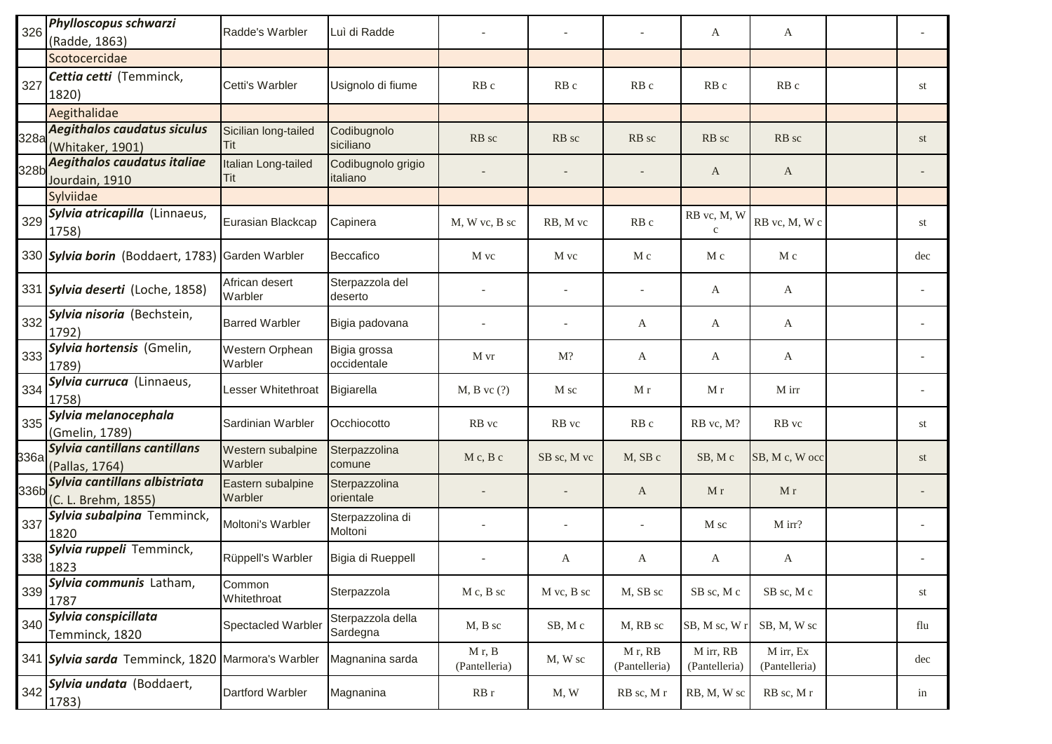| | | | | | | | | | | |
|---|---|---|---|---|---|---|---|---|---|---|
| 326 | ***Phylloscopus schwarzi*** (Radde, 1863) | Radde's Warbler | Luì di Radde | - | - | - | A | A | | - |
| | Scotocercidae | | | | | | | | | |
| 327 | ***Cettia cetti*** (Temminck, 1820) | Cetti's Warbler | Usignolo di fiume | RB c | RB c | RB c | RB c | RB c | | st |
| | Aegithalidae | | | | | | | | | |
| 328a | ***Aegithalos caudatus siculus*** (Whitaker, 1901) | Sicilian long-tailed Tit | Codibugnolo siciliano | RB sc | RB sc | RB sc | RB sc | RB sc | | st |
| 328b | ***Aegithalos caudatus italiae*** Jourdain, 1910 | Italian Long-tailed Tit | Codibugnolo grigio italiano | - | - | - | A | A | | - |
| | Sylviidae | | | | | | | | | |
| 329 | ***Sylvia atricapilla*** (Linnaeus, 1758) | Eurasian Blackcap | Capinera | M, W vc, B sc | RB, M vc | RB c | RB vc, M, W c | RB vc, M, W c | | st |
| 330 | ***Sylvia borin*** (Boddaert, 1783) | Garden Warbler | Beccafico | M vc | M vc | M c | M c | M c | | dec |
| 331 | ***Sylvia deserti*** (Loche, 1858) | African desert Warbler | Sterpazzola del deserto | - | - | - | A | A | | - |
| 332 | ***Sylvia nisoria*** (Bechstein, 1792) | Barred Warbler | Bigia padovana | - | - | A | A | A | | - |
| 333 | ***Sylvia hortensis*** (Gmelin, 1789) | Western Orphean Warbler | Bigia grossa occidentale | M vr | M? | A | A | A | | - |
| 334 | ***Sylvia curruca*** (Linnaeus, 1758) | Lesser Whitethroat | Bigiarella | M, B vc (?) | M sc | M r | M r | M irr | | - |
| 335 | ***Sylvia melanocephala*** (Gmelin, 1789) | Sardinian Warbler | Occhiocotto | RB vc | RB vc | RB c | RB vc, M? | RB vc | | st |
| 336a | ***Sylvia cantillans cantillans*** (Pallas, 1764) | Western subalpine Warbler | Sterpazzolina comune | M c, B c | SB sc, M vc | M, SB c | SB, M c | SB, M c, W occ | | st |
| 336b | ***Sylvia cantillans albistriata*** (C. L. Brehm, 1855) | Eastern subalpine Warbler | Sterpazzolina orientale | - | - | A | M r | M r | | - |
| 337 | ***Sylvia subalpina*** Temminck, 1820 | Moltoni's Warbler | Sterpazzolina di Moltoni | - | - | - | M sc | M irr? | | - |
| 338 | ***Sylvia ruppeli*** Temminck, 1823 | Rüppell's Warbler | Bigia di Rueppell | - | A | A | A | A | | - |
| 339 | ***Sylvia communis*** Latham, 1787 | Common Whitethroat | Sterpazzola | M c, B sc | M vc, B sc | M, SB sc | SB sc, M c | SB sc, M c | | st |
| 340 | ***Sylvia conspicillata*** Temminck, 1820 | Spectacled Warbler | Sterpazzola della Sardegna | M, B sc | SB, M c | M, RB sc | SB, M sc, W r | SB, M, W sc | | flu |
| 341 | ***Sylvia sarda*** Temminck, 1820 | Marmora's Warbler | Magnanina sarda | M r, B (Pantelleria) | M, W sc | M r, RB (Pantelleria) | M irr, RB (Pantelleria) | M irr, Ex (Pantelleria) | | dec |
| 342 | ***Sylvia undata*** (Boddaert, 1783) | Dartford Warbler | Magnanina | RB r | M, W | RB sc, M r | RB, M, W sc | RB sc, M r | | in |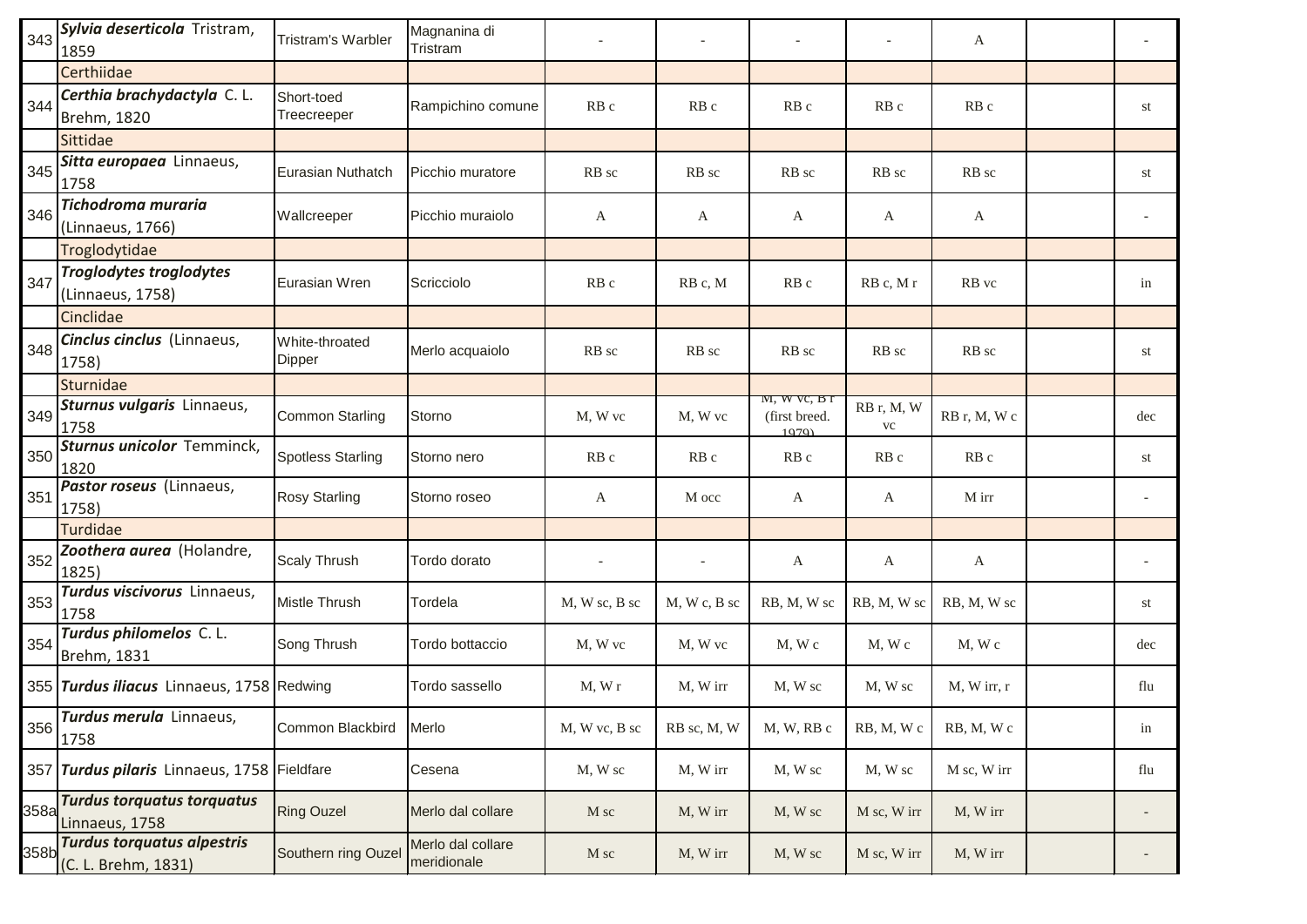| | | | | | | | | | | |
|---|---|---|---|---|---|---|---|---|---|---|
| 343 | ***Sylvia deserticola*** Tristram, 1859 | Tristram's Warbler | Magnanina di Tristram | - | - | - | - | A | | - |
| | Certhiidae | | | | | | | | | |
| 344 | ***Certhia brachydactyla*** C. L. Brehm, 1820 | Short-toed Treecreeper | Rampichino comune | RB c | RB c | RB c | RB c | RB c | | st |
| | Sittidae | | | | | | | | | |
| 345 | ***Sitta europaea*** Linnaeus, 1758 | Eurasian Nuthatch | Picchio muratore | RB sc | RB sc | RB sc | RB sc | RB sc | | st |
| 346 | ***Tichodroma muraria*** (Linnaeus, 1766) | Wallcreeper | Picchio muraiolo | A | A | A | A | A | | - |
| | Troglodytidae | | | | | | | | | |
| 347 | ***Troglodytes troglodytes*** (Linnaeus, 1758) | Eurasian Wren | Scricciolo | RB c | RB c, M | RB c | RB c, M r | RB vc | | in |
| | Cinclidae | | | | | | | | | |
| 348 | ***Cinclus cinclus*** (Linnaeus, 1758) | White-throated Dipper | Merlo acquaiolo | RB sc | RB sc | RB sc | RB sc | RB sc | | st |
| | Sturnidae | | | | | | | | | |
| 349 | ***Sturnus vulgaris*** Linnaeus, 1758 | Common Starling | Storno | M, W vc | M, W vc | M, W vc, B r (first breed. 1979) | RB r, M, W vc | RB r, M, W c | | dec |
| 350 | ***Sturnus unicolor*** Temminck, 1820 | Spotless Starling | Storno nero | RB c | RB c | RB c | RB c | RB c | | st |
| 351 | ***Pastor roseus*** (Linnaeus, 1758) | Rosy Starling | Storno roseo | A | M occ | A | A | M irr | | - |
| | Turdidae | | | | | | | | | |
| 352 | ***Zoothera aurea*** (Holandre, 1825) | Scaly Thrush | Tordo dorato | - | - | A | A | A | | - |
| 353 | ***Turdus viscivorus*** Linnaeus, 1758 | Mistle Thrush | Tordela | M, W sc, B sc | M, W c, B sc | RB, M, W sc | RB, M, W sc | RB, M, W sc | | st |
| 354 | ***Turdus philomelos*** C. L. Brehm, 1831 | Song Thrush | Tordo bottaccio | M, W vc | M, W vc | M, W c | M, W c | M, W c | | dec |
| 355 | ***Turdus iliacus*** Linnaeus, 1758 | Redwing | Tordo sassello | M, W r | M, W irr | M, W sc | M, W sc | M, W irr, r | | flu |
| 356 | ***Turdus merula*** Linnaeus, 1758 | Common Blackbird | Merlo | M, W vc, B sc | RB sc, M, W | M, W, RB c | RB, M, W c | RB, M, W c | | in |
| 357 | ***Turdus pilaris*** Linnaeus, 1758 | Fieldfare | Cesena | M, W sc | M, W irr | M, W sc | M, W sc | M sc, W irr | | flu |
| 358a | ***Turdus torquatus torquatus*** Linnaeus, 1758 | Ring Ouzel | Merlo dal collare | M sc | M, W irr | M, W sc | M sc, W irr | M, W irr | | - |
| 358b | ***Turdus torquatus alpestris*** (C. L. Brehm, 1831) | Southern ring Ouzel | Merlo dal collare meridionale | M sc | M, W irr | M, W sc | M sc, W irr | M, W irr | | - |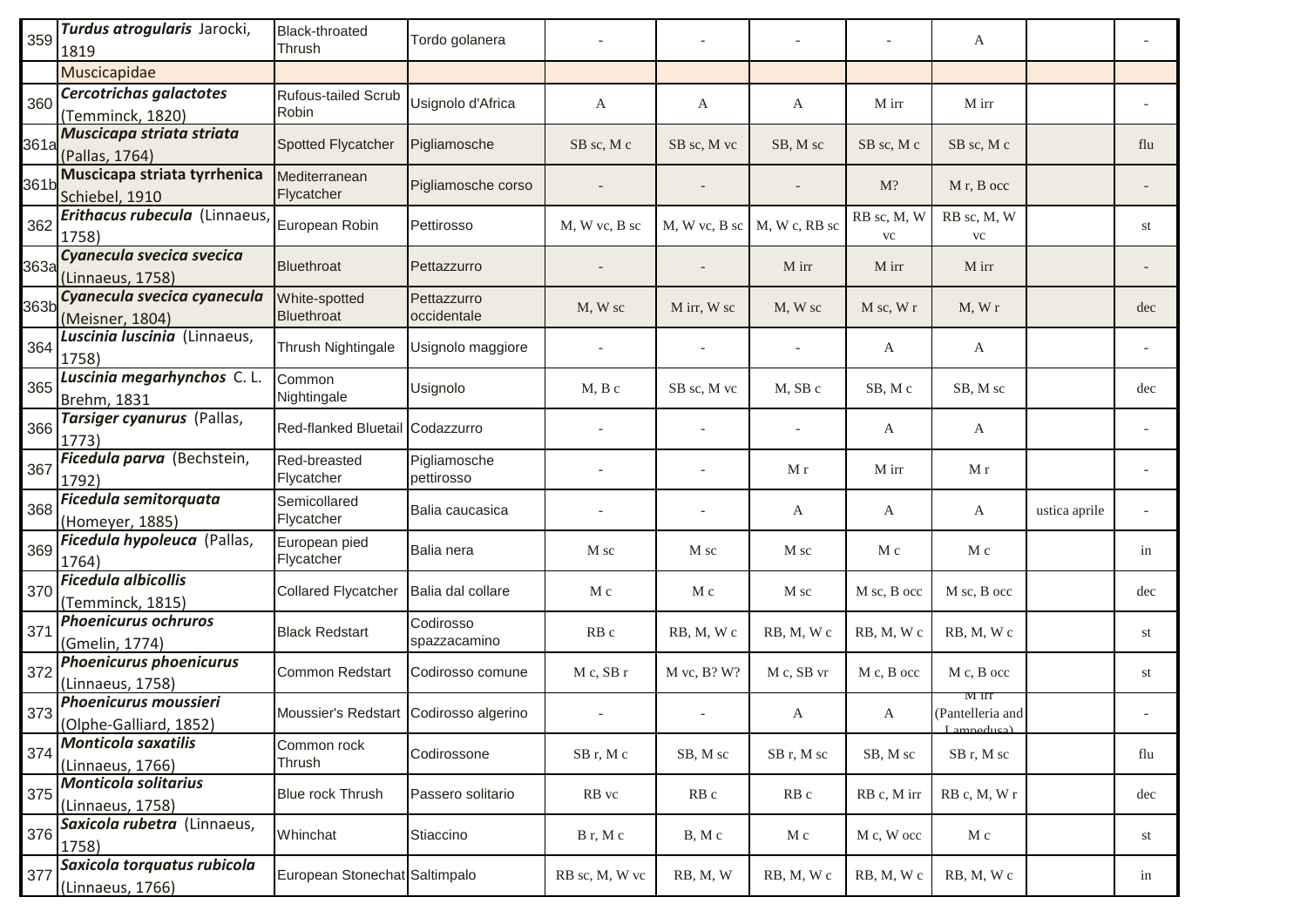| 359 | ***Turdus atrogularis*** Jarocki, 1819 | Black-throated Thrush | Tordo golanera | - | - | - | - | A | | - |
|---|---|---|---|---|---|---|---|---|---|---|
| | Muscicapidae | | | | | | | | | |
| 360 | ***Cercotrichas galactotes*** (Temminck, 1820) | Rufous-tailed Scrub Robin | Usignolo d'Africa | A | A | A | M irr | M irr | | - |
| 361a | ***Muscicapa striata striata*** (Pallas, 1764) | Spotted Flycatcher | Pigliamosche | SB sc, M c | SB sc, M vc | SB, M sc | SB sc, M c | SB sc, M c | | flu |
| 361b | **Muscicapa striata tyrrhenica** Schiebel, 1910 | Mediterranean Flycatcher | Pigliamosche corso | - | - | - | M? | M r, B occ | | - |
| 362 | ***Erithacus rubecula*** (Linnaeus, 1758) | European Robin | Pettirosso | M, W vc, B sc | M, W vc, B sc | M, W c, RB sc | RB sc, M, W vc | RB sc, M, W vc | | st |
| 363a | ***Cyanecula svecica svecica*** (Linnaeus, 1758) | Bluethroat | Pettazzurro | - | - | M irr | M irr | M irr | | - |
| 363b | ***Cyanecula svecica cyanecula*** (Meisner, 1804) | White-spotted Bluethroat | Pettazzurro occidentale | M, W sc | M irr, W sc | M, W sc | M sc, W r | M, W r | | dec |
| 364 | ***Luscinia luscinia*** (Linnaeus, 1758) | Thrush Nightingale | Usignolo maggiore | - | - | - | A | A | | - |
| 365 | ***Luscinia megarhynchos*** C. L. Brehm, 1831 | Common Nightingale | Usignolo | M, B c | SB sc, M vc | M, SB c | SB, M c | SB, M sc | | dec |
| 366 | ***Tarsiger cyanurus*** (Pallas, 1773) | Red-flanked Bluetail | Codazzurro | - | - | - | A | A | | - |
| 367 | ***Ficedula parva*** (Bechstein, 1792) | Red-breasted Flycatcher | Pigliamosche pettirosso | - | - | M r | M irr | M r | | - |
| 368 | ***Ficedula semitorquata*** (Homeyer, 1885) | Semicollared Flycatcher | Balia caucasica | - | - | A | A | A | ustica aprile | - |
| 369 | ***Ficedula hypoleuca*** (Pallas, 1764) | European pied Flycatcher | Balia nera | M sc | M sc | M sc | M c | M c | | in |
| 370 | ***Ficedula albicollis*** (Temminck, 1815) | Collared Flycatcher | Balia dal collare | M c | M c | M sc | M sc, B occ | M sc, B occ | | dec |
| 371 | ***Phoenicurus ochruros*** (Gmelin, 1774) | Black Redstart | Codirosso spazzacamino | RB c | RB, M, W c | RB, M, W c | RB, M, W c | RB, M, W c | | st |
| 372 | ***Phoenicurus phoenicurus*** (Linnaeus, 1758) | Common Redstart | Codirosso comune | M c, SB r | M vc, B? W? | M c, SB vr | M c, B occ | M c, B occ | | st |
| 373 | ***Phoenicurus moussieri*** (Olphe-Galliard, 1852) | Moussier's Redstart | Codirosso algerino | - | - | A | A | M irr (Pantelleria and Lampedusa) | | - |
| 374 | ***Monticola saxatilis*** (Linnaeus, 1766) | Common rock Thrush | Codirossone | SB r, M c | SB, M sc | SB r, M sc | SB, M sc | SB r, M sc | | flu |
| 375 | ***Monticola solitarius*** (Linnaeus, 1758) | Blue rock Thrush | Passero solitario | RB vc | RB c | RB c | RB c, M irr | RB c, M, W r | | dec |
| 376 | ***Saxicola rubetra*** (Linnaeus, 1758) | Whinchat | Stiaccino | B r, M c | B, M c | M c | M c, W occ | M c | | st |
| 377 | ***Saxicola torquatus rubicola*** (Linnaeus, 1766) | European Stonechat | Saltimpalo | RB sc, M, W vc | RB, M, W | RB, M, W c | RB, M, W c | RB, M, W c | | in |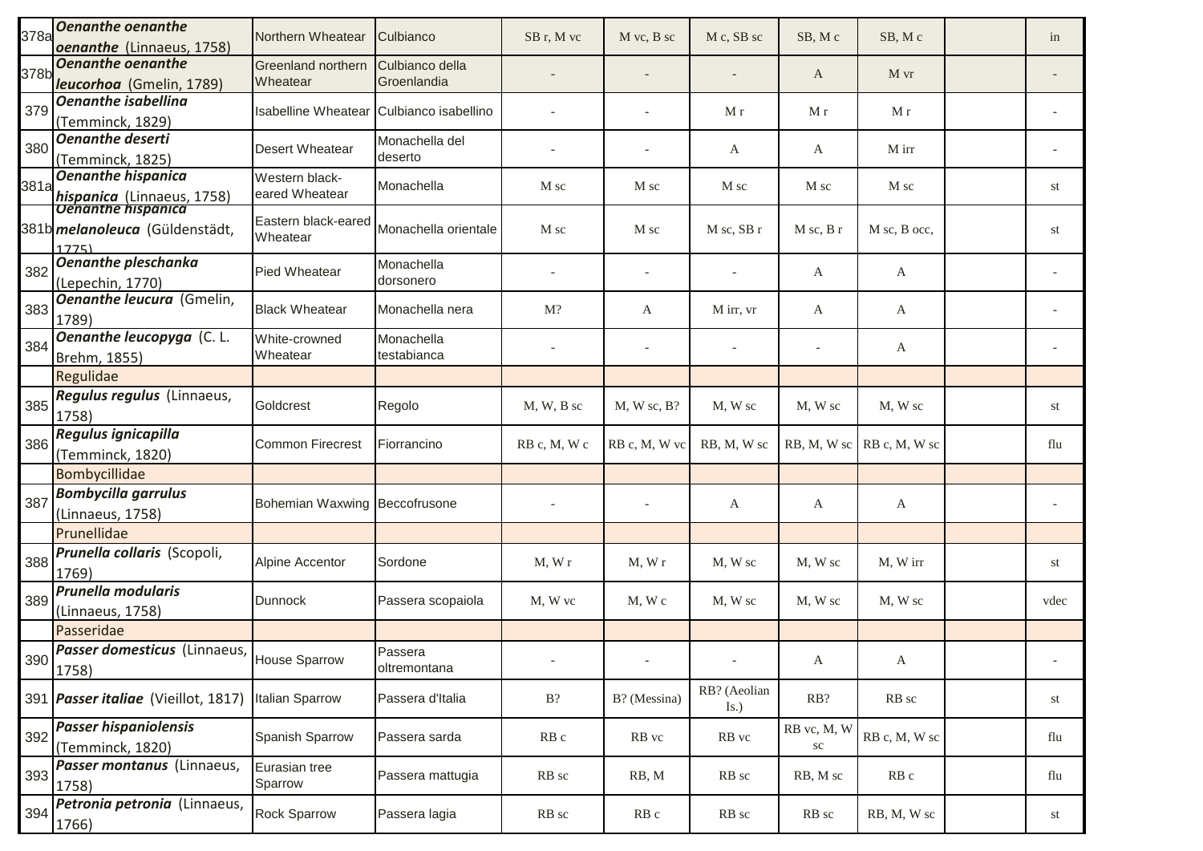| | | | | | | | | | | |
|---|---|---|---|---|---|---|---|---|---|---|
| 378a | ***Oenanthe oenanthe oenanthe*** (Linnaeus, 1758) | Northern Wheatear | Culbianco | SB r, M vc | M vc, B sc | M c, SB sc | SB, M c | SB, M c | | in |
| 378b | ***Oenanthe oenanthe leucorhoa*** (Gmelin, 1789) | Greenland northern Wheatear | Culbianco della Groenlandia | - | - | - | A | M vr | | - |
| 379 | ***Oenanthe isabellina*** (Temminck, 1829) | Isabelline Wheatear | Culbianco isabellino | - | - | M r | M r | M r | | - |
| 380 | ***Oenanthe deserti*** (Temminck, 1825) | Desert Wheatear | Monachella del deserto | - | - | A | A | M irr | | - |
| 381a | ***Oenanthe hispanica hispanica*** (Linnaeus, 1758) | Western black-eared Wheatear | Monachella | M sc | M sc | M sc | M sc | M sc | | st |
| 381b | ***Oenanthe hispanica melanoleuca*** (Güldenstädt, 1775) | Eastern black-eared Wheatear | Monachella orientale | M sc | M sc | M sc, SB r | M sc, B r | M sc, B occ, | | st |
| 382 | ***Oenanthe pleschanka*** (Lepechin, 1770) | Pied Wheatear | Monachella dorsonero | - | - | - | A | A | | - |
| 383 | ***Oenanthe leucura*** (Gmelin, 1789) | Black Wheatear | Monachella nera | M? | A | M irr, vr | A | A | | - |
| 384 | ***Oenanthe leucopyga*** (C. L. Brehm, 1855) | White-crowned Wheatear | Monachella testabianca | - | - | - | - | A | | - |
| | Regulidae | | | | | | | | | |
| 385 | ***Regulus regulus*** (Linnaeus, 1758) | Goldcrest | Regolo | M, W, B sc | M, W sc, B? | M, W sc | M, W sc | M, W sc | | st |
| 386 | ***Regulus ignicapilla*** (Temminck, 1820) | Common Firecrest | Fiorrancino | RB c, M, W c | RB c, M, W vc | RB, M, W sc | RB, M, W sc | RB c, M, W sc | | flu |
| | Bombycillidae | | | | | | | | | |
| 387 | ***Bombycilla garrulus*** (Linnaeus, 1758) | Bohemian Waxwing | Beccofrusone | - | - | A | A | A | | - |
| | Prunellidae | | | | | | | | | |
| 388 | ***Prunella collaris*** (Scopoli, 1769) | Alpine Accentor | Sordone | M, W r | M, W r | M, W sc | M, W sc | M, W irr | | st |
| 389 | ***Prunella modularis*** (Linnaeus, 1758) | Dunnock | Passera scopaiola | M, W vc | M, W c | M, W sc | M, W sc | M, W sc | | vdec |
| | Passeridae | | | | | | | | | |
| 390 | ***Passer domesticus*** (Linnaeus, 1758) | House Sparrow | Passera oltremontana | - | - | - | A | A | | - |
| 391 | ***Passer italiae*** (Vieillot, 1817) | Italian Sparrow | Passera d'Italia | B? | B? (Messina) | RB? (Aeolian Is.) | RB? | RB sc | | st |
| 392 | ***Passer hispaniolensis*** (Temminck, 1820) | Spanish Sparrow | Passera sarda | RB c | RB vc | RB vc | RB vc, M, W sc | RB c, M, W sc | | flu |
| 393 | ***Passer montanus*** (Linnaeus, 1758) | Eurasian tree Sparrow | Passera mattugia | RB sc | RB, M | RB sc | RB, M sc | RB c | | flu |
| 394 | ***Petronia petronia*** (Linnaeus, 1766) | Rock Sparrow | Passera lagia | RB sc | RB c | RB sc | RB sc | RB, M, W sc | | st |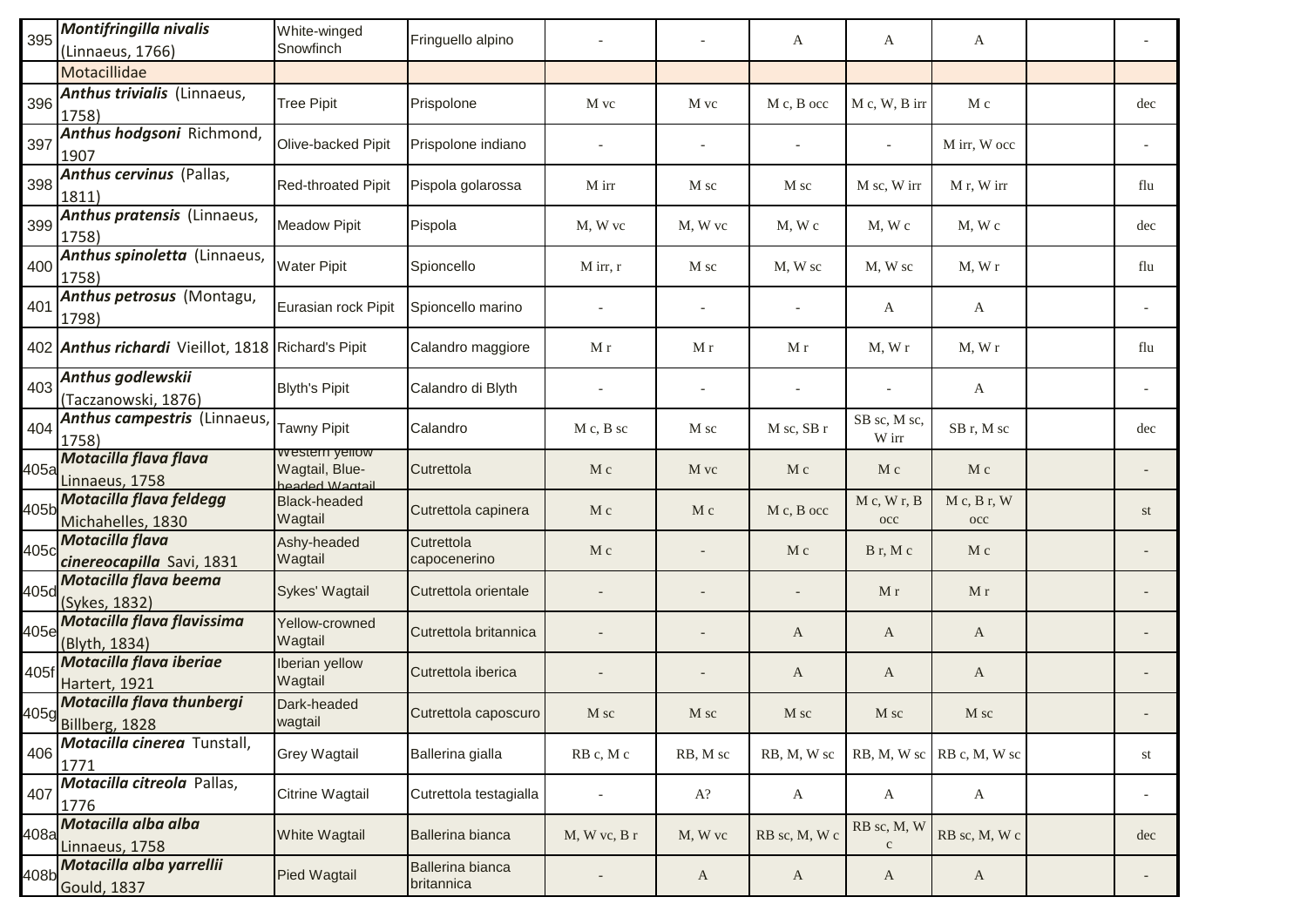| 395 | ***Montifringilla nivalis*** (Linnaeus, 1766) | White-winged Snowfinch | Fringuello alpino | - | - | A | A | A | | - |
|---|---|---|---|---|---|---|---|---|---|---|
| | Motacillidae | | | | | | | | | |
| 396 | ***Anthus trivialis*** (Linnaeus, 1758) | Tree Pipit | Prispolone | M vc | M vc | M c, B occ | M c, W, B irr | M c | | dec |
| 397 | ***Anthus hodgsoni*** Richmond, 1907 | Olive-backed Pipit | Prispolone indiano | - | - | - | - | M irr, W occ | | - |
| 398 | ***Anthus cervinus*** (Pallas, 1811) | Red-throated Pipit | Pispola golarossa | M irr | M sc | M sc | M sc, W irr | M r, W irr | | flu |
| 399 | ***Anthus pratensis*** (Linnaeus, 1758) | Meadow Pipit | Pispola | M, W vc | M, W vc | M, W c | M, W c | M, W c | | dec |
| 400 | ***Anthus spinoletta*** (Linnaeus, 1758) | Water Pipit | Spioncello | M irr, r | M sc | M, W sc | M, W sc | M, W r | | flu |
| 401 | ***Anthus petrosus*** (Montagu, 1798) | Eurasian rock Pipit | Spioncello marino | - | - | - | A | A | | - |
| 402 | ***Anthus richardi*** Vieillot, 1818 | Richard's Pipit | Calandro maggiore | M r | M r | M r | M, W r | M, W r | | flu |
| 403 | ***Anthus godlewskii*** (Taczanowski, 1876) | Blyth's Pipit | Calandro di Blyth | - | - | - | - | A | | - |
| 404 | ***Anthus campestris*** (Linnaeus, 1758) | Tawny Pipit | Calandro | M c, B sc | M sc | M sc, SB r | SB sc, M sc, W irr | SB r, M sc | | dec |
| 405a | ***Motacilla flava flava*** Linnaeus, 1758 | Western yellow Wagtail, Blue-headed Wagtail | Cutrettola | M c | M vc | M c | M c | M c | | - |
| 405b | ***Motacilla flava feldegg*** Michahelles, 1830 | Black-headed Wagtail | Cutrettola capinera | M c | M c | M c, B occ | M c, W r, B occ | M c, B r, W occ | | st |
| 405c | ***Motacilla flava cinereocapilla*** Savi, 1831 | Ashy-headed Wagtail | Cutrettola capocenerino | M c | - | M c | B r, M c | M c | | - |
| 405d | ***Motacilla flava beema*** (Sykes, 1832) | Sykes' Wagtail | Cutrettola orientale | - | - | - | M r | M r | | - |
| 405e | ***Motacilla flava flavissima*** (Blyth, 1834) | Yellow-crowned Wagtail | Cutrettola britannica | - | - | A | A | A | | - |
| 405f | ***Motacilla flava iberiae*** Hartert, 1921 | Iberian yellow Wagtail | Cutrettola iberica | - | - | A | A | A | | - |
| 405g | ***Motacilla flava thunbergi*** Billberg, 1828 | Dark-headed wagtail | Cutrettola caposcuro | M sc | M sc | M sc | M sc | M sc | | - |
| 406 | ***Motacilla cinerea*** Tunstall, 1771 | Grey Wagtail | Ballerina gialla | RB c, M c | RB, M sc | RB, M, W sc | RB, M, W sc | RB c, M, W sc | | st |
| 407 | ***Motacilla citreola*** Pallas, 1776 | Citrine Wagtail | Cutrettola testagialla | - | A? | A | A | A | | - |
| 408a | ***Motacilla alba alba*** Linnaeus, 1758 | White Wagtail | Ballerina bianca | M, W vc, B r | M, W vc | RB sc, M, W c | RB sc, M, W c | RB sc, M, W c | | dec |
| 408b | ***Motacilla alba yarrellii*** Gould, 1837 | Pied Wagtail | Ballerina bianca britannica | - | A | A | A | A | | - |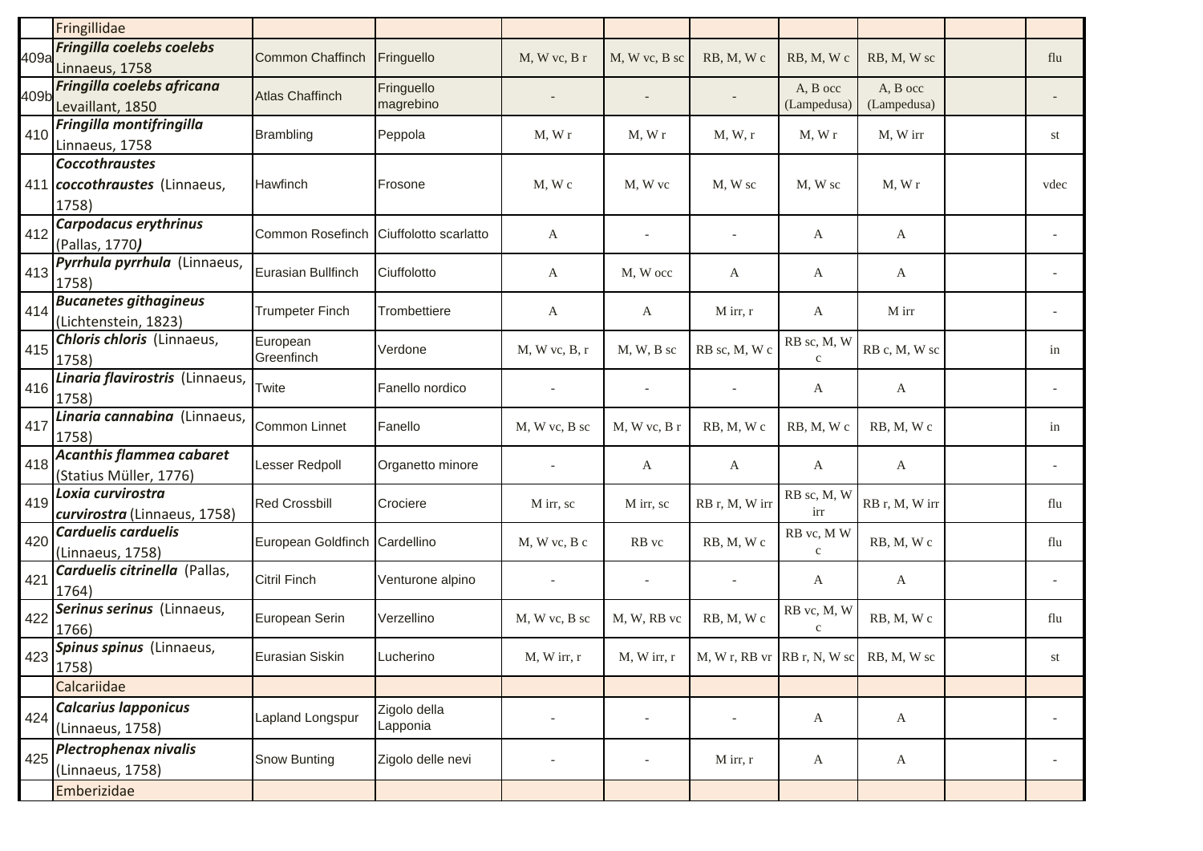| | | | | | | | | | | |
|---|---|---|---|---|---|---|---|---|---|---|
| | Fringillidae | | | | | | | | | |
| 409a | ***Fringilla coelebs coelebs*** Linnaeus, 1758 | Common Chaffinch | Fringuello | M, W vc, B r | M, W vc, B sc | RB, M, W c | RB, M, W c | RB, M, W sc | | flu |
| 409b | ***Fringilla coelebs africana*** Levaillant, 1850 | Atlas Chaffinch | Fringuello magrebino | - | - | - | A, B occ (Lampedusa) | A, B occ (Lampedusa) | | - |
| 410 | ***Fringilla montifringilla*** Linnaeus, 1758 | Brambling | Peppola | M, W r | M, W r | M, W, r | M, W r | M, W irr | | st |
| 411 | ***Coccothraustes coccothraustes*** (Linnaeus, 1758) | Hawfinch | Frosone | M, W c | M, W vc | M, W sc | M, W sc | M, W r | | vdec |
| 412 | ***Carpodacus erythrinus*** (Pallas, 1770***)*** | Common Rosefinch | Ciuffolotto scarlatto | A | - | - | A | A | | - |
| 413 | ***Pyrrhula pyrrhula*** (Linnaeus, 1758) | Eurasian Bullfinch | Ciuffolotto | A | M, W occ | A | A | A | | - |
| 414 | ***Bucanetes githagineus*** (Lichtenstein, 1823) | Trumpeter Finch | Trombettiere | A | A | M irr, r | A | M irr | | - |
| 415 | ***Chloris chloris*** (Linnaeus, 1758) | European Greenfinch | Verdone | M, W vc, B, r | M, W, B sc | RB sc, M, W c | RB sc, M, W c | RB c, M, W sc | | in |
| 416 | ***Linaria flavirostris*** (Linnaeus, 1758) | Twite | Fanello nordico | - | - | - | A | A | | - |
| 417 | ***Linaria cannabina*** (Linnaeus, 1758) | Common Linnet | Fanello | M, W vc, B sc | M, W vc, B r | RB, M, W c | RB, M, W c | RB, M, W c | | in |
| 418 | ***Acanthis flammea cabaret*** (Statius Müller, 1776) | Lesser Redpoll | Organetto minore | - | A | A | A | A | | - |
| 419 | ***Loxia curvirostra curvirostra*** (Linnaeus, 1758) | Red Crossbill | Crociere | M irr, sc | M irr, sc | RB r, M, W irr | RB sc, M, W irr | RB r, M, W irr | | flu |
| 420 | ***Carduelis carduelis*** (Linnaeus, 1758) | European Goldfinch | Cardellino | M, W vc, B c | RB vc | RB, M, W c | RB vc, M W c | RB, M, W c | | flu |
| 421 | ***Carduelis citrinella*** (Pallas, 1764) | Citril Finch | Venturone alpino | - | - | - | A | A | | - |
| 422 | ***Serinus serinus*** (Linnaeus, 1766) | European Serin | Verzellino | M, W vc, B sc | M, W, RB vc | RB, M, W c | RB vc, M, W c | RB, M, W c | | flu |
| 423 | ***Spinus spinus*** (Linnaeus, 1758) | Eurasian Siskin | Lucherino | M, W irr, r | M, W irr, r | M, W r, RB vr | RB r, N, W sc | RB, M, W sc | | st |
| | Calcariidae | | | | | | | | | |
| 424 | ***Calcarius lapponicus*** (Linnaeus, 1758) | Lapland Longspur | Zigolo della Lapponia | - | - | - | A | A | | - |
| 425 | ***Plectrophenax nivalis*** (Linnaeus, 1758) | Snow Bunting | Zigolo delle nevi | - | - | M irr, r | A | A | | - |
| | Emberizidae | | | | | | | | | |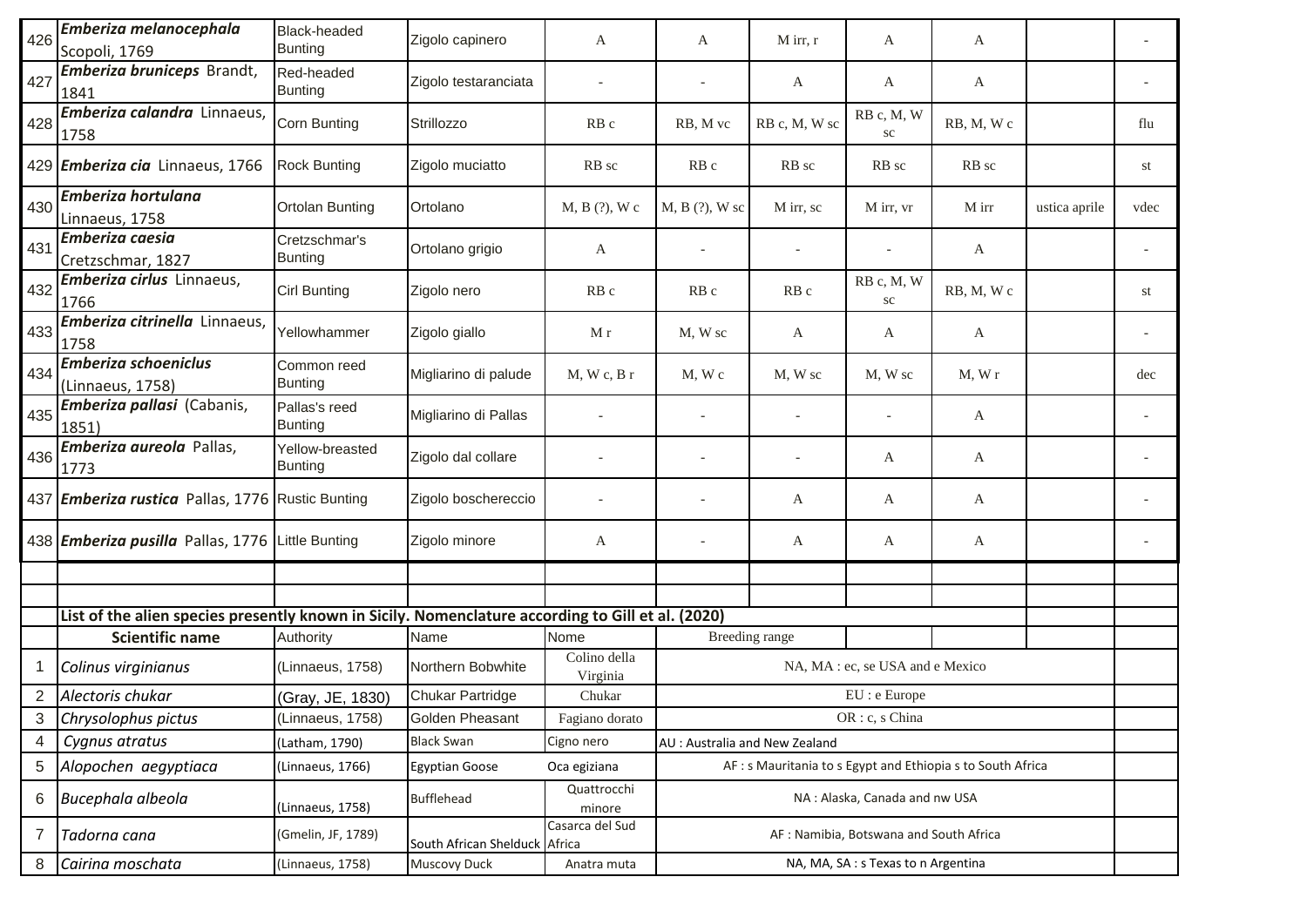| | | | | | | | | | | |
|---|---|---|---|---|---|---|---|---|---|---|
| 426 | ***Emberiza melanocephala*** Scopoli, 1769 | Black-headed Bunting | Zigolo capinero | A | A | M irr, r | A | A | | - |
| 427 | ***Emberiza bruniceps*** Brandt, 1841 | Red-headed Bunting | Zigolo testaranciata | - | - | A | A | A | | - |
| 428 | ***Emberiza calandra*** Linnaeus, 1758 | Corn Bunting | Strillozzo | RB c | RB, M vc | RB c, M, W sc | RB c, M, W sc | RB, M, W c | | flu |
| 429 | ***Emberiza cia*** Linnaeus, 1766 | Rock Bunting | Zigolo muciatto | RB sc | RB c | RB sc | RB sc | RB sc | | st |
| 430 | ***Emberiza hortulana*** Linnaeus, 1758 | Ortolan Bunting | Ortolano | M, B (?), W c | M, B (?), W sc | M irr, sc | M irr, vr | M irr | ustica aprile | vdec |
| 431 | ***Emberiza caesia*** Cretzschmar, 1827 | Cretzschmar's Bunting | Ortolano grigio | A | - | - | - | A | | - |
| 432 | ***Emberiza cirlus*** Linnaeus, 1766 | Cirl Bunting | Zigolo nero | RB c | RB c | RB c | RB c, M, W sc | RB, M, W c | | st |
| 433 | ***Emberiza citrinella*** Linnaeus, 1758 | Yellowhammer | Zigolo giallo | M r | M, W sc | A | A | A | | - |
| 434 | ***Emberiza schoeniclus*** (Linnaeus, 1758) | Common reed Bunting | Migliarino di palude | M, W c, B r | M, W c | M, W sc | M, W sc | M, W r | | dec |
| 435 | ***Emberiza pallasi*** (Cabanis, 1851) | Pallas's reed Bunting | Migliarino di Pallas | - | - | - | - | A | | - |
| 436 | ***Emberiza aureola*** Pallas, 1773 | Yellow-breasted Bunting | Zigolo dal collare | - | - | - | A | A | | - |
| 437 | ***Emberiza rustica*** Pallas, 1776 | Rustic Bunting | Zigolo boschereccio | - | - | A | A | A | | - |
| 438 | ***Emberiza pusilla*** Pallas, 1776 | Little Bunting | Zigolo minore | A | - | A | A | A | | - |

**List of the alien species presently known in Sicily. Nomenclature according to Gill et al. (2020)**

| | **Scientific name** | Authority | Name | Nome | Breeding range |
|---|---|---|---|---|---|
| 1 | *Colinus virginianus* | (Linnaeus, 1758) | Northern Bobwhite | Colino della Virginia | NA, MA : ec, se USA and e Mexico |
| 2 | *Alectoris chukar* | (Gray, JE, 1830) | Chukar Partridge | Chukar | EU : e Europe |
| 3 | *Chrysolophus pictus* | (Linnaeus, 1758) | Golden Pheasant | Fagiano dorato | OR : c, s China |
| 4 | *Cygnus atratus* | (Latham, 1790) | Black Swan | Cigno nero | AU : Australia and New Zealand |
| 5 | *Alopochen aegyptiaca* | (Linnaeus, 1766) | Egyptian Goose | Oca egiziana | AF : s Mauritania to s Egypt and Ethiopia s to South Africa |
| 6 | *Bucephala albeola* | (Linnaeus, 1758) | Bufflehead | Quattrocchi minore | NA : Alaska, Canada and nw USA |
| 7 | *Tadorna cana* | (Gmelin, JF, 1789) | South African Shelduck | Casarca del Sud Africa | AF : Namibia, Botswana and South Africa |
| 8 | *Cairina moschata* | (Linnaeus, 1758) | Muscovy Duck | Anatra muta | NA, MA, SA : s Texas to n Argentina |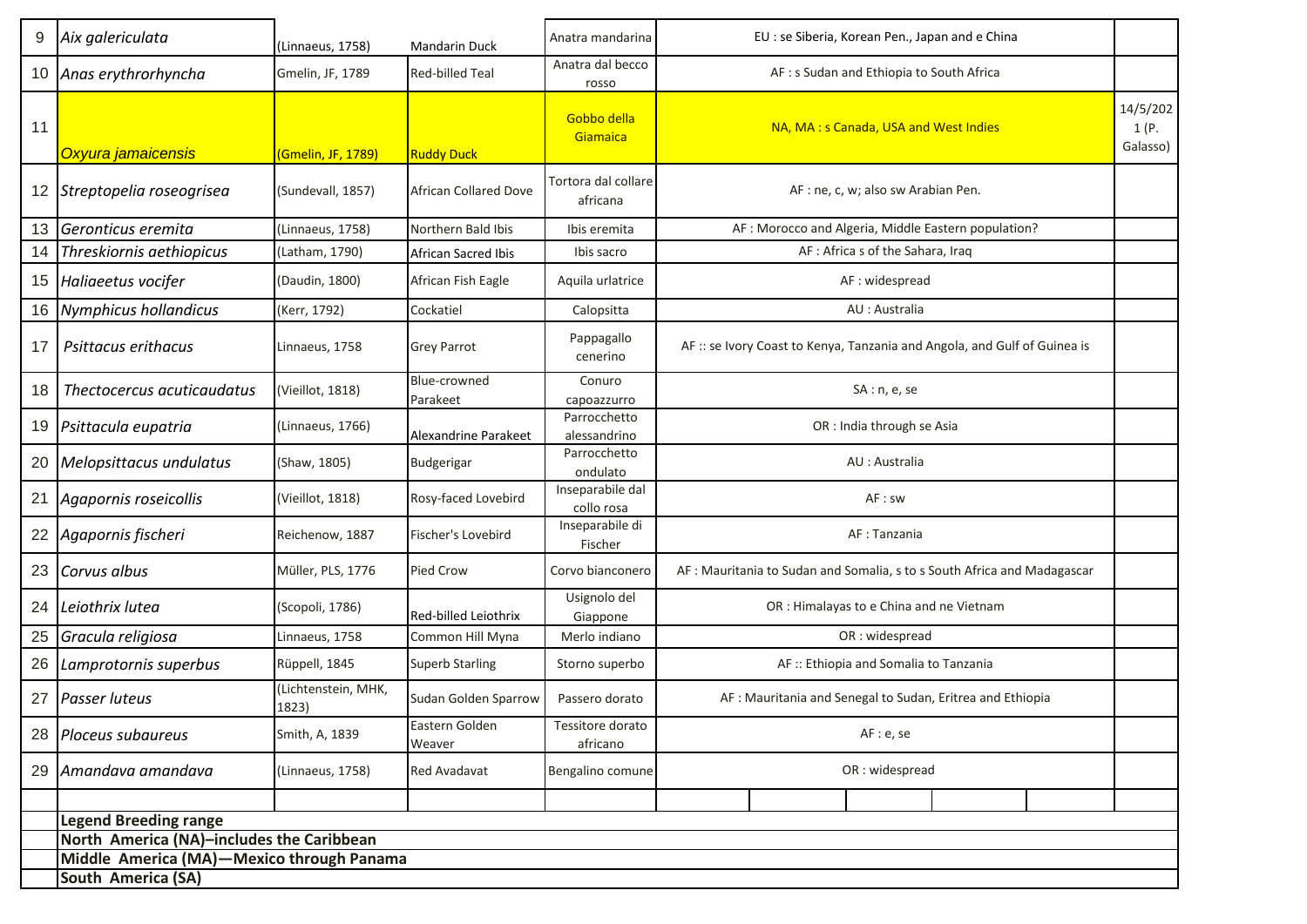| | | | | | | |
|---|---|---|---|---|---|---|
| 9 | *Aix galericulata* | (Linnaeus, 1758) | Mandarin Duck | Anatra mandarina | EU : se Siberia, Korean Pen., Japan and e China | |
| 10 | *Anas erythrorhyncha* | Gmelin, JF, 1789 | Red-billed Teal | Anatra dal becco rosso | AF : s Sudan and Ethiopia to South Africa | |
| 11 | *Oxyura jamaicensis* | (Gmelin, JF, 1789) | Ruddy Duck | Gobbo della Giamaica | NA, MA : s Canada, USA and West Indies | 14/5/2021 (P. Galasso) |
| 12 | *Streptopelia roseogrisea* | (Sundevall, 1857) | African Collared Dove | Tortora dal collare africana | AF : ne, c, w; also sw Arabian Pen. | |
| 13 | *Geronticus eremita* | (Linnaeus, 1758) | Northern Bald Ibis | Ibis eremita | AF : Morocco and Algeria, Middle Eastern population? | |
| 14 | *Threskiornis aethiopicus* | (Latham, 1790) | African Sacred Ibis | Ibis sacro | AF : Africa s of the Sahara, Iraq | |
| 15 | *Haliaeetus vocifer* | (Daudin, 1800) | African Fish Eagle | Aquila urlatrice | AF : widespread | |
| 16 | *Nymphicus hollandicus* | (Kerr, 1792) | Cockatiel | Calopsitta | AU : Australia | |
| 17 | *Psittacus erithacus* | Linnaeus, 1758 | Grey Parrot | Pappagallo cenerino | AF :: se Ivory Coast to Kenya, Tanzania and Angola, and Gulf of Guinea is | |
| 18 | *Thectocercus acuticaudatus* | (Vieillot, 1818) | Blue-crowned Parakeet | Conuro capoazzurro | SA : n, e, se | |
| 19 | *Psittacula eupatria* | (Linnaeus, 1766) | Alexandrine Parakeet | Parrocchetto alessandrino | OR : India through se Asia | |
| 20 | *Melopsittacus undulatus* | (Shaw, 1805) | Budgerigar | Parrocchetto ondulato | AU : Australia | |
| 21 | *Agapornis roseicollis* | (Vieillot, 1818) | Rosy-faced Lovebird | Inseparabile dal collo rosa | AF : sw | |
| 22 | *Agapornis fischeri* | Reichenow, 1887 | Fischer's Lovebird | Inseparabile di Fischer | AF : Tanzania | |
| 23 | *Corvus albus* | Müller, PLS, 1776 | Pied Crow | Corvo bianconero | AF : Mauritania to Sudan and Somalia, s to s South Africa and Madagascar | |
| 24 | *Leiothrix lutea* | (Scopoli, 1786) | Red-billed Leiothrix | Usignolo del Giappone | OR : Himalayas to e China and Vietnam | |
| 25 | *Gracula religiosa* | Linnaeus, 1758 | Common Hill Myna | Merlo indiano | OR : widespread | |
| 26 | *Lamprotornis superbus* | Rüppell, 1845 | Superb Starling | Storno superbo | AF :: Ethiopia and Somalia to Tanzania | |
| 27 | *Passer luteus* | (Lichtenstein, MHK, 1823) | Sudan Golden Sparrow | Passero dorato | AF : Mauritania and Senegal to Sudan, Eritrea and Ethiopia | |
| 28 | *Ploceus subaureus* | Smith, A, 1839 | Eastern Golden Weaver | Tessitore dorato africano | AF : e, se | |
| 29 | *Amandava amandava* | (Linnaeus, 1758) | Red Avadavat | Bengalino comune | OR : widespread | |

**Legend Breeding range**

**North America (NA)–includes the Caribbean**

**Middle America (MA)—Mexico through Panama**

**South America (SA)**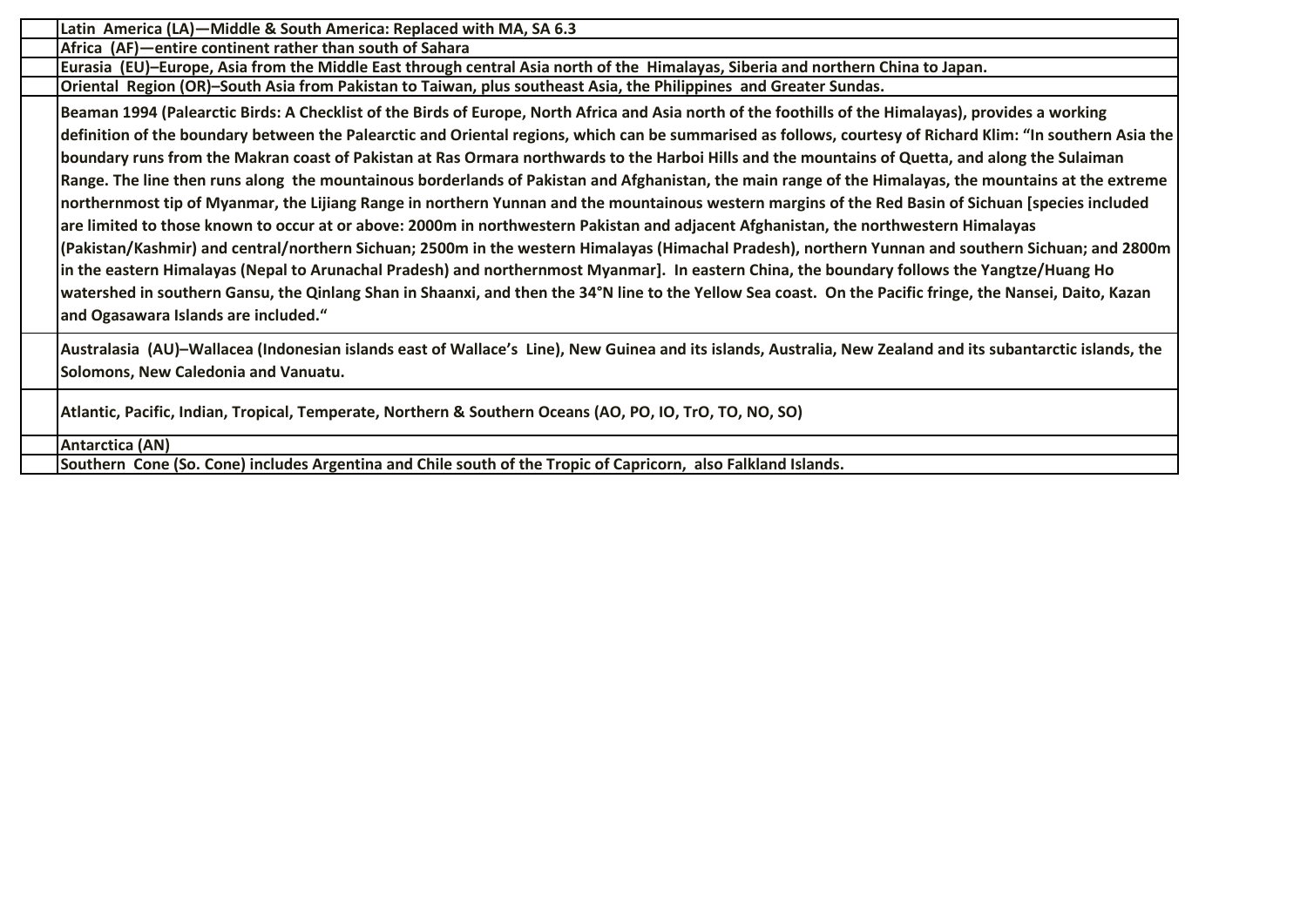| | |
|---|---|
| | **Latin America (LA)—Middle & South America: Replaced with MA, SA 6.3** |
| | **Africa (AF)—entire continent rather than south of Sahara** |
| | **Eurasia (EU)–Europe, Asia from the Middle East through central Asia north of the Himalayas, Siberia and northern China to Japan.** |
| | **Oriental Region (OR)–South Asia from Pakistan to Taiwan, plus southeast Asia, the Philippines and Greater Sundas.** |
| | **Beaman 1994 (Palearctic Birds: A Checklist of the Birds of Europe, North Africa and Asia north of the foothills of the Himalayas), provides a working definition of the boundary between the Palearctic and Oriental regions, which can be summarised as follows, courtesy of Richard Klim: "In southern Asia the boundary runs from the Makran coast of Pakistan at Ras Ormara northwards to the Harboi Hills and the mountains of Quetta, and along the Sulaiman Range. The line then runs along the mountainous borderlands of Pakistan and Afghanistan, the main range of the Himalayas, the mountains at the extreme northernmost tip of Myanmar, the Lijiang Range in northern Yunnan and the mountainous western margins of the Red Basin of Sichuan [species included are limited to those known to occur at or above: 2000m in northwestern Pakistan and adjacent Afghanistan, the northwestern Himalayas (Pakistan/Kashmir) and central/northern Sichuan; 2500m in the western Himalayas (Himachal Pradesh), northern Yunnan and southern Sichuan; and 2800m in the eastern Himalayas (Nepal to Arunachal Pradesh) and northernmost Myanmar]. In eastern China, the boundary follows the Yangtze/Huang Ho watershed in southern Gansu, the Qinlang Shan in Shaanxi, and then the 34°N line to the Yellow Sea coast. On the Pacific fringe, the Nansei, Daito, Kazan and Ogasawara Islands are included."** |
| | **Australasia (AU)–Wallacea (Indonesian islands east of Wallace's Line), New Guinea and its islands, Australia, New Zealand and its subantarctic islands, the Solomons, New Caledonia and Vanuatu.** |
| | **Atlantic, Pacific, Indian, Tropical, Temperate, Northern & Southern Oceans (AO, PO, IO, TrO, TO, NO, SO)** |
| | **Antarctica (AN)** |
| | **Southern Cone (So. Cone) includes Argentina and Chile south of the Tropic of Capricorn, also Falkland Islands.** |